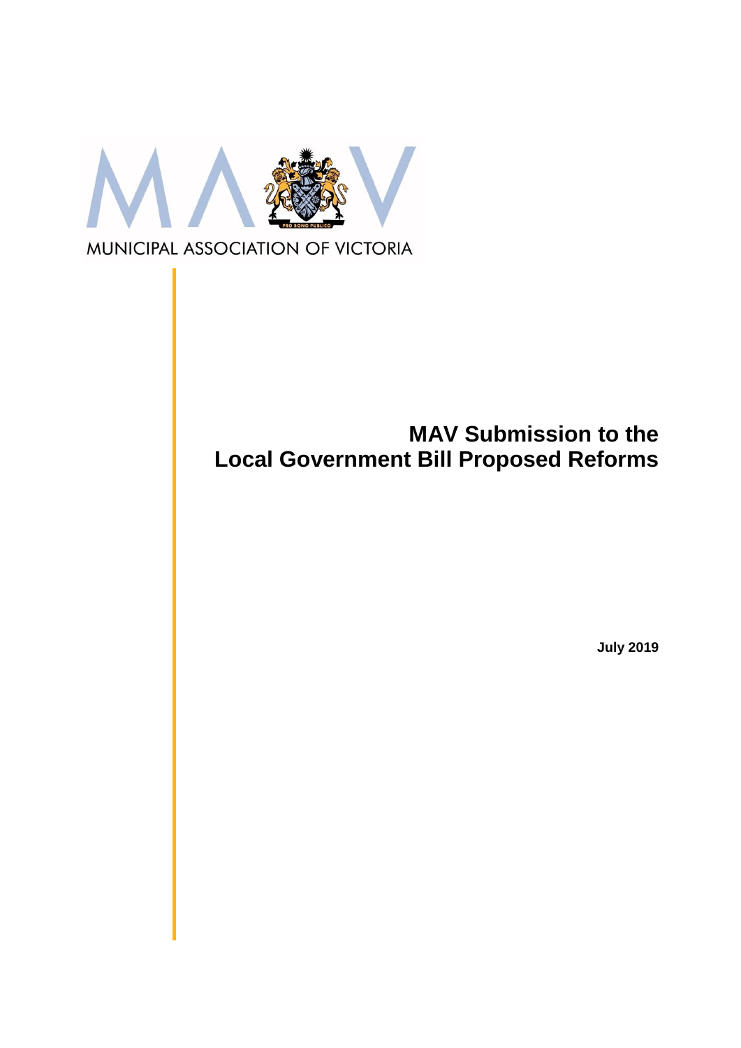MUNICIPAL ASSOCIATION OF VICTORIA

# MAV Submission to the Local Government Bill Proposed Reforms

**July 2019**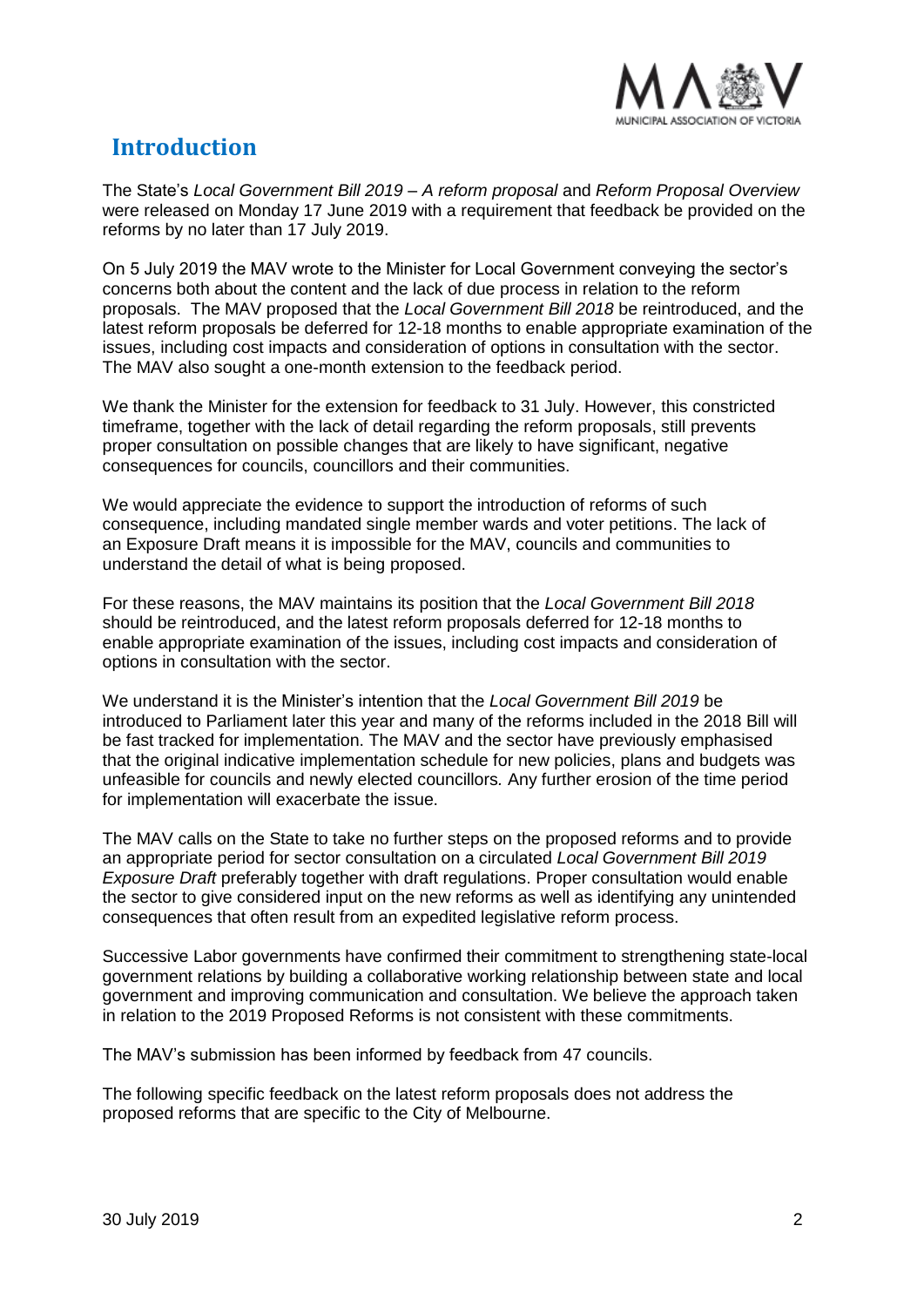# Introduction

The State's *Local Government Bill 2019 – A reform proposal* and *Reform Proposal Overview* were released on Monday 17 June 2019 with a requirement that feedback be provided on the reforms by no later than 17 July 2019.

On 5 July 2019 the MAV wrote to the Minister for Local Government conveying the sector's concerns both about the content and the lack of due process in relation to the reform proposals. The MAV proposed that the *Local Government Bill 2018* be reintroduced, and the latest reform proposals be deferred for 12-18 months to enable appropriate examination of the issues, including cost impacts and consideration of options in consultation with the sector. The MAV also sought a one-month extension to the feedback period.

We thank the Minister for the extension for feedback to 31 July. However, this constricted timeframe, together with the lack of detail regarding the reform proposals, still prevents proper consultation on possible changes that are likely to have significant, negative consequences for councils, councillors and their communities.

We would appreciate the evidence to support the introduction of reforms of such consequence, including mandated single member wards and voter petitions. The lack of an Exposure Draft means it is impossible for the MAV, councils and communities to understand the detail of what is being proposed.

For these reasons, the MAV maintains its position that the *Local Government Bill 2018* should be reintroduced, and the latest reform proposals deferred for 12-18 months to enable appropriate examination of the issues, including cost impacts and consideration of options in consultation with the sector.

We understand it is the Minister's intention that the *Local Government Bill 2019* be introduced to Parliament later this year and many of the reforms included in the 2018 Bill will be fast tracked for implementation. The MAV and the sector have previously emphasised that the original indicative implementation schedule for new policies, plans and budgets was unfeasible for councils and newly elected councillors. Any further erosion of the time period for implementation will exacerbate the issue.

The MAV calls on the State to take no further steps on the proposed reforms and to provide an appropriate period for sector consultation on a circulated *Local Government Bill 2019 Exposure Draft* preferably together with draft regulations. Proper consultation would enable the sector to give considered input on the new reforms as well as identifying any unintended consequences that often result from an expedited legislative reform process.

Successive Labor governments have confirmed their commitment to strengthening state-local government relations by building a collaborative working relationship between state and local government and improving communication and consultation. We believe the approach taken in relation to the 2019 Proposed Reforms is not consistent with these commitments.

The MAV's submission has been informed by feedback from 47 councils.

The following specific feedback on the latest reform proposals does not address the proposed reforms that are specific to the City of Melbourne.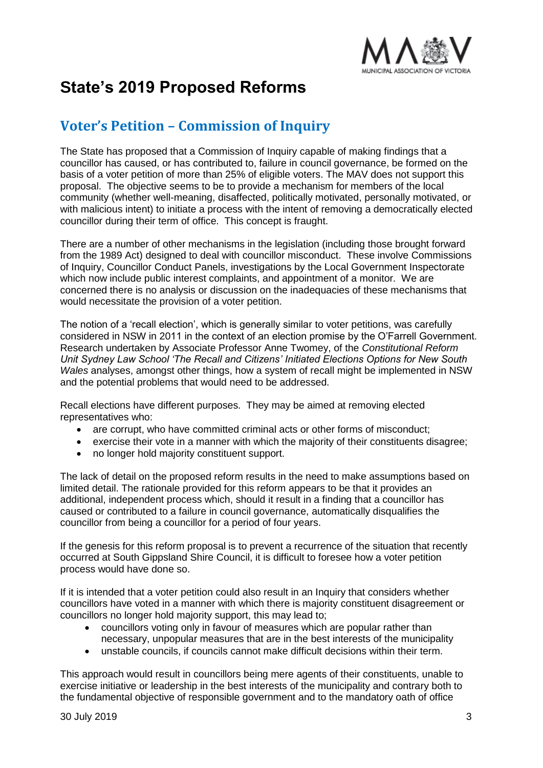# State's 2019 Proposed Reforms

## Voter's Petition – Commission of Inquiry

The State has proposed that a Commission of Inquiry capable of making findings that a councillor has caused, or has contributed to, failure in council governance, be formed on the basis of a voter petition of more than 25% of eligible voters. The MAV does not support this proposal. The objective seems to be to provide a mechanism for members of the local community (whether well-meaning, disaffected, politically motivated, personally motivated, or with malicious intent) to initiate a process with the intent of removing a democratically elected councillor during their term of office. This concept is fraught.

There are a number of other mechanisms in the legislation (including those brought forward from the 1989 Act) designed to deal with councillor misconduct. These involve Commissions of Inquiry, Councillor Conduct Panels, investigations by the Local Government Inspectorate which now include public interest complaints, and appointment of a monitor. We are concerned there is no analysis or discussion on the inadequacies of these mechanisms that would necessitate the provision of a voter petition.

The notion of a 'recall election', which is generally similar to voter petitions, was carefully considered in NSW in 2011 in the context of an election promise by the O'Farrell Government. Research undertaken by Associate Professor Anne Twomey, of the *Constitutional Reform Unit Sydney Law School 'The Recall and Citizens' Initiated Elections Options for New South Wales* analyses, amongst other things, how a system of recall might be implemented in NSW and the potential problems that would need to be addressed.

Recall elections have different purposes. They may be aimed at removing elected representatives who:

- are corrupt, who have committed criminal acts or other forms of misconduct;
- exercise their vote in a manner with which the majority of their constituents disagree;
- no longer hold majority constituent support.

The lack of detail on the proposed reform results in the need to make assumptions based on limited detail. The rationale provided for this reform appears to be that it provides an additional, independent process which, should it result in a finding that a councillor has caused or contributed to a failure in council governance, automatically disqualifies the councillor from being a councillor for a period of four years.

If the genesis for this reform proposal is to prevent a recurrence of the situation that recently occurred at South Gippsland Shire Council, it is difficult to foresee how a voter petition process would have done so.

If it is intended that a voter petition could also result in an Inquiry that considers whether councillors have voted in a manner with which there is majority constituent disagreement or councillors no longer hold majority support, this may lead to;

- councillors voting only in favour of measures which are popular rather than necessary, unpopular measures that are in the best interests of the municipality
- unstable councils, if councils cannot make difficult decisions within their term.

This approach would result in councillors being mere agents of their constituents, unable to exercise initiative or leadership in the best interests of the municipality and contrary both to the fundamental objective of responsible government and to the mandatory oath of office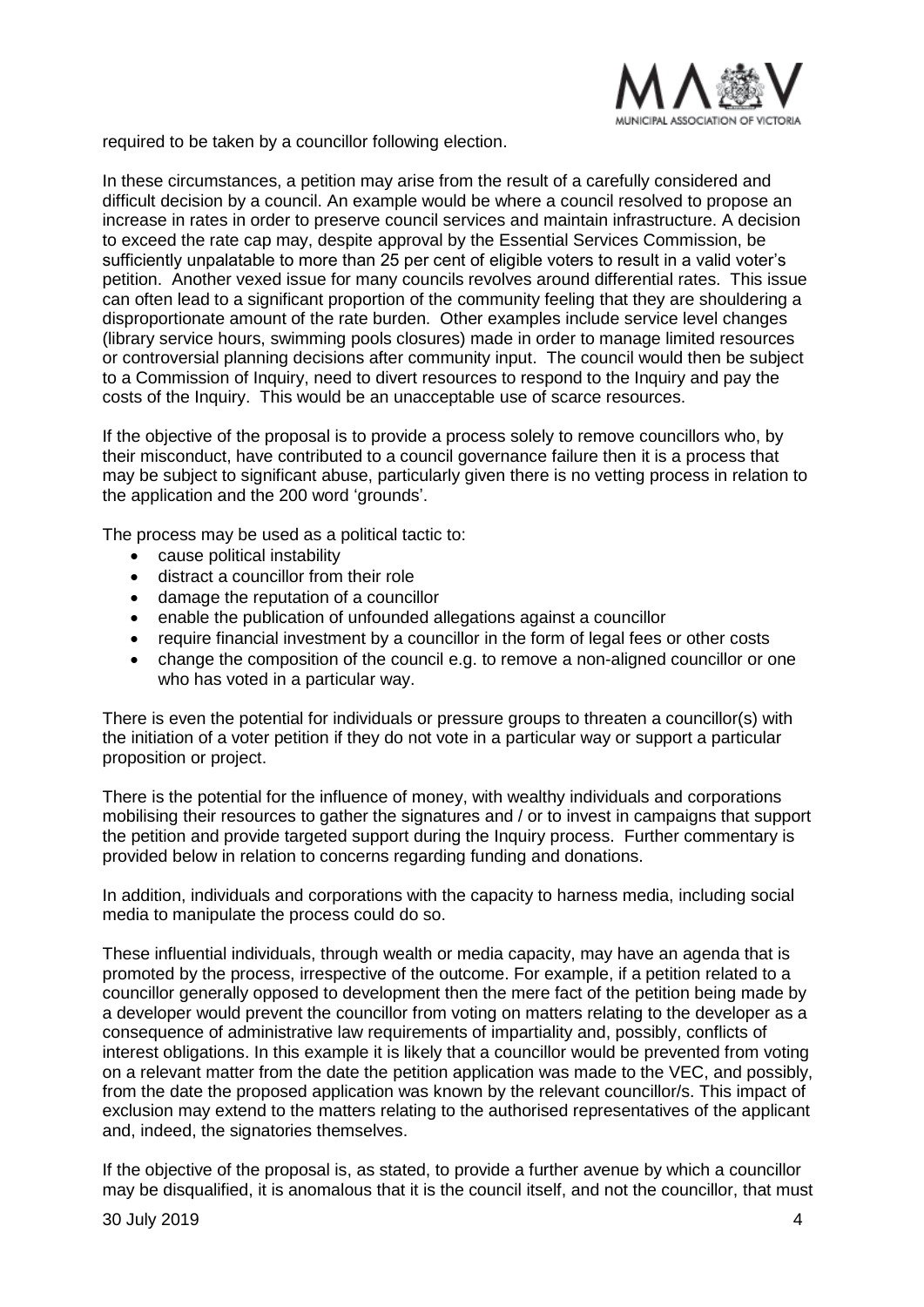required to be taken by a councillor following election.

In these circumstances, a petition may arise from the result of a carefully considered and difficult decision by a council. An example would be where a council resolved to propose an increase in rates in order to preserve council services and maintain infrastructure. A decision to exceed the rate cap may, despite approval by the Essential Services Commission, be sufficiently unpalatable to more than 25 per cent of eligible voters to result in a valid voter's petition. Another vexed issue for many councils revolves around differential rates. This issue can often lead to a significant proportion of the community feeling that they are shouldering a disproportionate amount of the rate burden. Other examples include service level changes (library service hours, swimming pools closures) made in order to manage limited resources or controversial planning decisions after community input. The council would then be subject to a Commission of Inquiry, need to divert resources to respond to the Inquiry and pay the costs of the Inquiry. This would be an unacceptable use of scarce resources.

If the objective of the proposal is to provide a process solely to remove councillors who, by their misconduct, have contributed to a council governance failure then it is a process that may be subject to significant abuse, particularly given there is no vetting process in relation to the application and the 200 word 'grounds'.

The process may be used as a political tactic to:

- cause political instability
- distract a councillor from their role
- damage the reputation of a councillor
- enable the publication of unfounded allegations against a councillor
- require financial investment by a councillor in the form of legal fees or other costs
- change the composition of the council e.g. to remove a non-aligned councillor or one who has voted in a particular way.

There is even the potential for individuals or pressure groups to threaten a councillor(s) with the initiation of a voter petition if they do not vote in a particular way or support a particular proposition or project.

There is the potential for the influence of money, with wealthy individuals and corporations mobilising their resources to gather the signatures and / or to invest in campaigns that support the petition and provide targeted support during the Inquiry process. Further commentary is provided below in relation to concerns regarding funding and donations.

In addition, individuals and corporations with the capacity to harness media, including social media to manipulate the process could do so.

These influential individuals, through wealth or media capacity, may have an agenda that is promoted by the process, irrespective of the outcome. For example, if a petition related to a councillor generally opposed to development then the mere fact of the petition being made by a developer would prevent the councillor from voting on matters relating to the developer as a consequence of administrative law requirements of impartiality and, possibly, conflicts of interest obligations. In this example it is likely that a councillor would be prevented from voting on a relevant matter from the date the petition application was made to the VEC, and possibly, from the date the proposed application was known by the relevant councillor/s. This impact of exclusion may extend to the matters relating to the authorised representatives of the applicant and, indeed, the signatories themselves.

If the objective of the proposal is, as stated, to provide a further avenue by which a councillor may be disqualified, it is anomalous that it is the council itself, and not the councillor, that must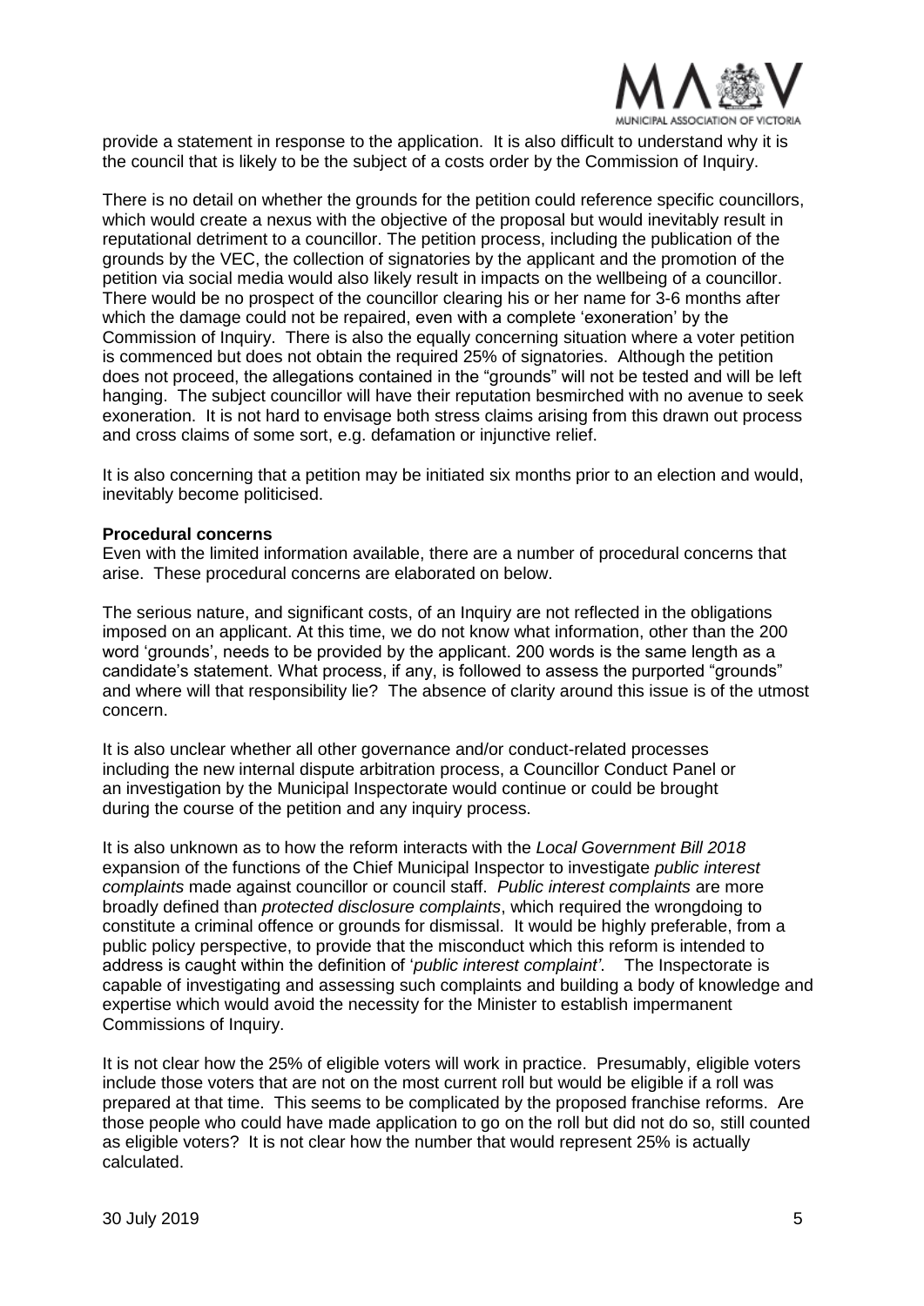provide a statement in response to the application. It is also difficult to understand why it is the council that is likely to be the subject of a costs order by the Commission of Inquiry.

There is no detail on whether the grounds for the petition could reference specific councillors, which would create a nexus with the objective of the proposal but would inevitably result in reputational detriment to a councillor. The petition process, including the publication of the grounds by the VEC, the collection of signatories by the applicant and the promotion of the petition via social media would also likely result in impacts on the wellbeing of a councillor. There would be no prospect of the councillor clearing his or her name for 3-6 months after which the damage could not be repaired, even with a complete 'exoneration' by the Commission of Inquiry. There is also the equally concerning situation where a voter petition is commenced but does not obtain the required 25% of signatories. Although the petition does not proceed, the allegations contained in the "grounds" will not be tested and will be left hanging. The subject councillor will have their reputation besmirched with no avenue to seek exoneration. It is not hard to envisage both stress claims arising from this drawn out process and cross claims of some sort, e.g. defamation or injunctive relief.

It is also concerning that a petition may be initiated six months prior to an election and would, inevitably become politicised.

**Procedural concerns**

Even with the limited information available, there are a number of procedural concerns that arise. These procedural concerns are elaborated on below.

The serious nature, and significant costs, of an Inquiry are not reflected in the obligations imposed on an applicant. At this time, we do not know what information, other than the 200 word 'grounds', needs to be provided by the applicant. 200 words is the same length as a candidate's statement. What process, if any, is followed to assess the purported "grounds" and where will that responsibility lie? The absence of clarity around this issue is of the utmost concern.

It is also unclear whether all other governance and/or conduct-related processes including the new internal dispute arbitration process, a Councillor Conduct Panel or an investigation by the Municipal Inspectorate would continue or could be brought during the course of the petition and any inquiry process.

It is also unknown as to how the reform interacts with the *Local Government Bill 2018* expansion of the functions of the Chief Municipal Inspector to investigate *public interest complaints* made against councillor or council staff. *Public interest complaints* are more broadly defined than *protected disclosure complaints*, which required the wrongdoing to constitute a criminal offence or grounds for dismissal. It would be highly preferable, from a public policy perspective, to provide that the misconduct which this reform is intended to address is caught within the definition of '*public interest complaint'*. The Inspectorate is capable of investigating and assessing such complaints and building a body of knowledge and expertise which would avoid the necessity for the Minister to establish impermanent Commissions of Inquiry.

It is not clear how the 25% of eligible voters will work in practice. Presumably, eligible voters include those voters that are not on the most current roll but would be eligible if a roll was prepared at that time. This seems to be complicated by the proposed franchise reforms. Are those people who could have made application to go on the roll but did not do so, still counted as eligible voters? It is not clear how the number that would represent 25% is actually calculated.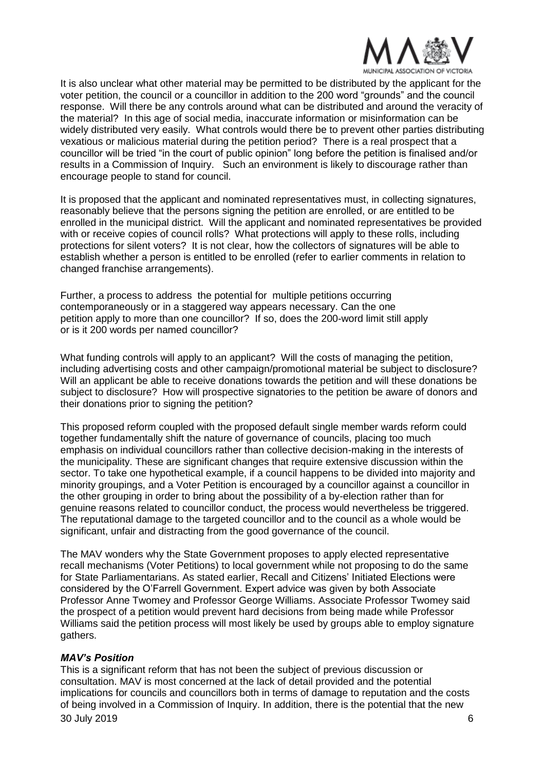It is also unclear what other material may be permitted to be distributed by the applicant for the voter petition, the council or a councillor in addition to the 200 word "grounds" and the council response. Will there be any controls around what can be distributed and around the veracity of the material? In this age of social media, inaccurate information or misinformation can be widely distributed very easily. What controls would there be to prevent other parties distributing vexatious or malicious material during the petition period? There is a real prospect that a councillor will be tried "in the court of public opinion" long before the petition is finalised and/or results in a Commission of Inquiry. Such an environment is likely to discourage rather than encourage people to stand for council.

It is proposed that the applicant and nominated representatives must, in collecting signatures, reasonably believe that the persons signing the petition are enrolled, or are entitled to be enrolled in the municipal district. Will the applicant and nominated representatives be provided with or receive copies of council rolls? What protections will apply to these rolls, including protections for silent voters? It is not clear, how the collectors of signatures will be able to establish whether a person is entitled to be enrolled (refer to earlier comments in relation to changed franchise arrangements).

Further, a process to address the potential for multiple petitions occurring contemporaneously or in a staggered way appears necessary. Can the one petition apply to more than one councillor? If so, does the 200-word limit still apply or is it 200 words per named councillor?

What funding controls will apply to an applicant? Will the costs of managing the petition, including advertising costs and other campaign/promotional material be subject to disclosure? Will an applicant be able to receive donations towards the petition and will these donations be subject to disclosure? How will prospective signatories to the petition be aware of donors and their donations prior to signing the petition?

This proposed reform coupled with the proposed default single member wards reform could together fundamentally shift the nature of governance of councils, placing too much emphasis on individual councillors rather than collective decision-making in the interests of the municipality. These are significant changes that require extensive discussion within the sector. To take one hypothetical example, if a council happens to be divided into majority and minority groupings, and a Voter Petition is encouraged by a councillor against a councillor in the other grouping in order to bring about the possibility of a by-election rather than for genuine reasons related to councillor conduct, the process would nevertheless be triggered. The reputational damage to the targeted councillor and to the council as a whole would be significant, unfair and distracting from the good governance of the council.

The MAV wonders why the State Government proposes to apply elected representative recall mechanisms (Voter Petitions) to local government while not proposing to do the same for State Parliamentarians. As stated earlier, Recall and Citizens' Initiated Elections were considered by the O'Farrell Government. Expert advice was given by both Associate Professor Anne Twomey and Professor George Williams. Associate Professor Twomey said the prospect of a petition would prevent hard decisions from being made while Professor Williams said the petition process will most likely be used by groups able to employ signature gathers.

### *MAV's Position*

This is a significant reform that has not been the subject of previous discussion or consultation. MAV is most concerned at the lack of detail provided and the potential implications for councils and councillors both in terms of damage to reputation and the costs of being involved in a Commission of Inquiry. In addition, there is the potential that the new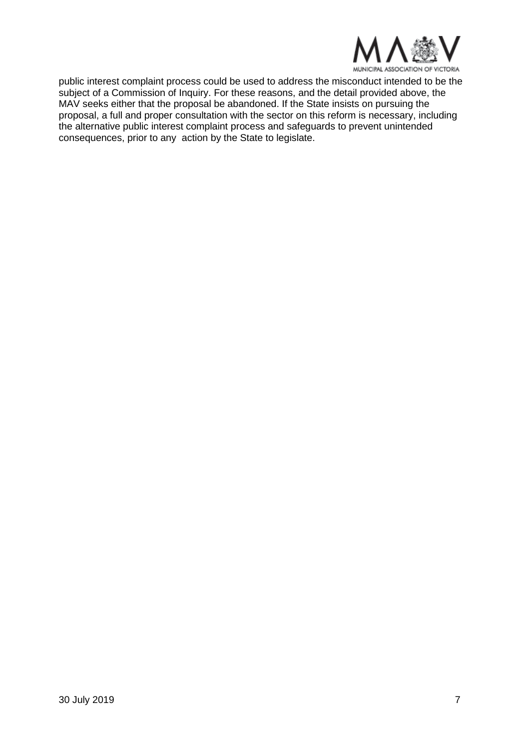public interest complaint process could be used to address the misconduct intended to be the subject of a Commission of Inquiry. For these reasons, and the detail provided above, the MAV seeks either that the proposal be abandoned. If the State insists on pursuing the proposal, a full and proper consultation with the sector on this reform is necessary, including the alternative public interest complaint process and safeguards to prevent unintended consequences, prior to any  action by the State to legislate.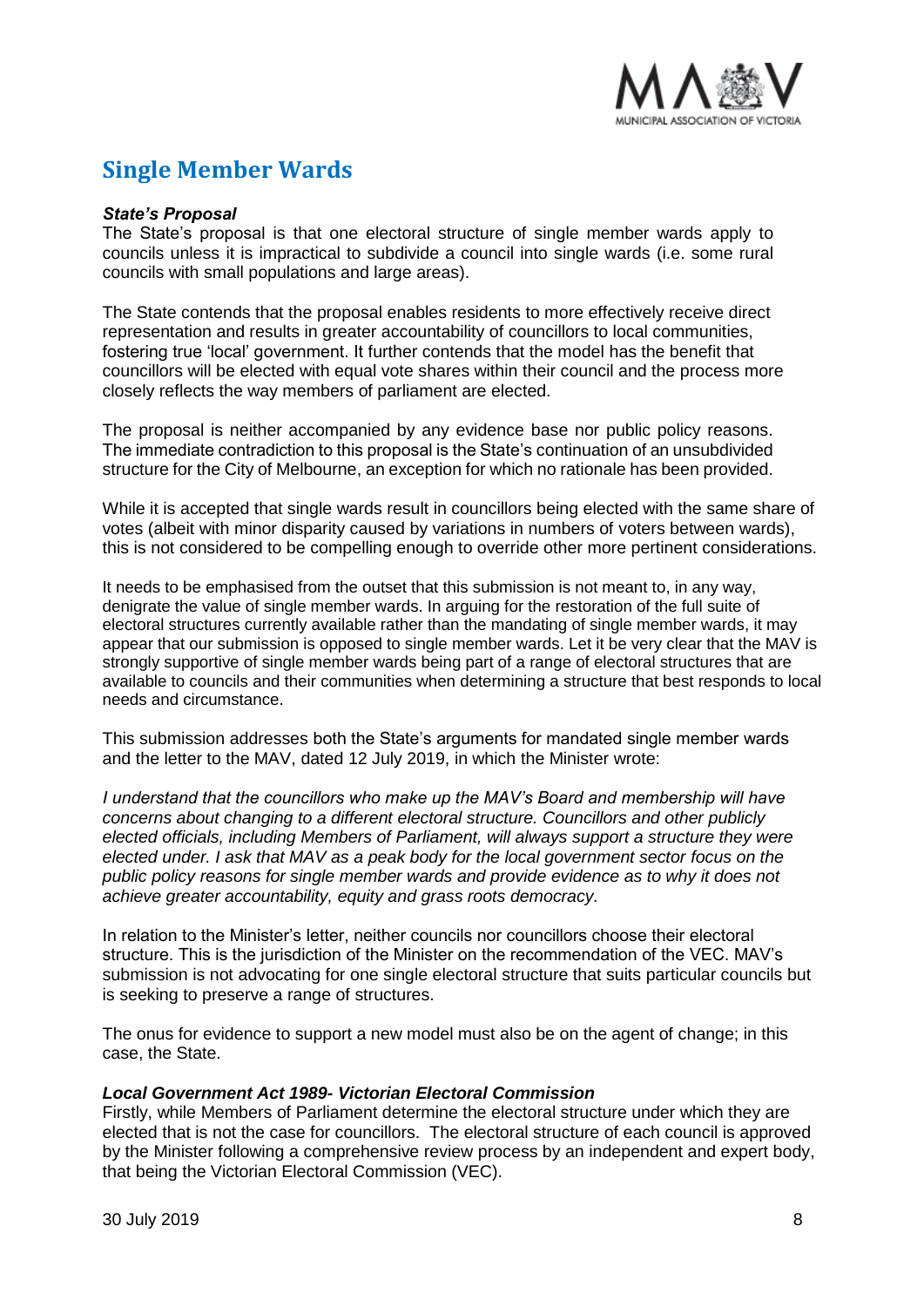## Single Member Wards

***State's Proposal***

The State's proposal is that one electoral structure of single member wards apply to councils unless it is impractical to subdivide a council into single wards (i.e. some rural councils with small populations and large areas).

The State contends that the proposal enables residents to more effectively receive direct representation and results in greater accountability of councillors to local communities, fostering true 'local' government. It further contends that the model has the benefit that councillors will be elected with equal vote shares within their council and the process more closely reflects the way members of parliament are elected.

The proposal is neither accompanied by any evidence base nor public policy reasons. The immediate contradiction to this proposal is the State's continuation of an unsubdivided structure for the City of Melbourne, an exception for which no rationale has been provided.

While it is accepted that single wards result in councillors being elected with the same share of votes (albeit with minor disparity caused by variations in numbers of voters between wards), this is not considered to be compelling enough to override other more pertinent considerations.

It needs to be emphasised from the outset that this submission is not meant to, in any way, denigrate the value of single member wards. In arguing for the restoration of the full suite of electoral structures currently available rather than the mandating of single member wards, it may appear that our submission is opposed to single member wards. Let it be very clear that the MAV is strongly supportive of single member wards being part of a range of electoral structures that are available to councils and their communities when determining a structure that best responds to local needs and circumstance.

This submission addresses both the State's arguments for mandated single member wards and the letter to the MAV, dated 12 July 2019, in which the Minister wrote:

*I understand that the councillors who make up the MAV's Board and membership will have concerns about changing to a different electoral structure. Councillors and other publicly elected officials, including Members of Parliament, will always support a structure they were elected under. I ask that MAV as a peak body for the local government sector focus on the public policy reasons for single member wards and provide evidence as to why it does not achieve greater accountability, equity and grass roots democracy.*

In relation to the Minister's letter, neither councils nor councillors choose their electoral structure. This is the jurisdiction of the Minister on the recommendation of the VEC. MAV's submission is not advocating for one single electoral structure that suits particular councils but is seeking to preserve a range of structures.

The onus for evidence to support a new model must also be on the agent of change; in this case, the State.

***Local Government Act 1989- Victorian Electoral Commission***

Firstly, while Members of Parliament determine the electoral structure under which they are elected that is not the case for councillors. The electoral structure of each council is approved by the Minister following a comprehensive review process by an independent and expert body, that being the Victorian Electoral Commission (VEC).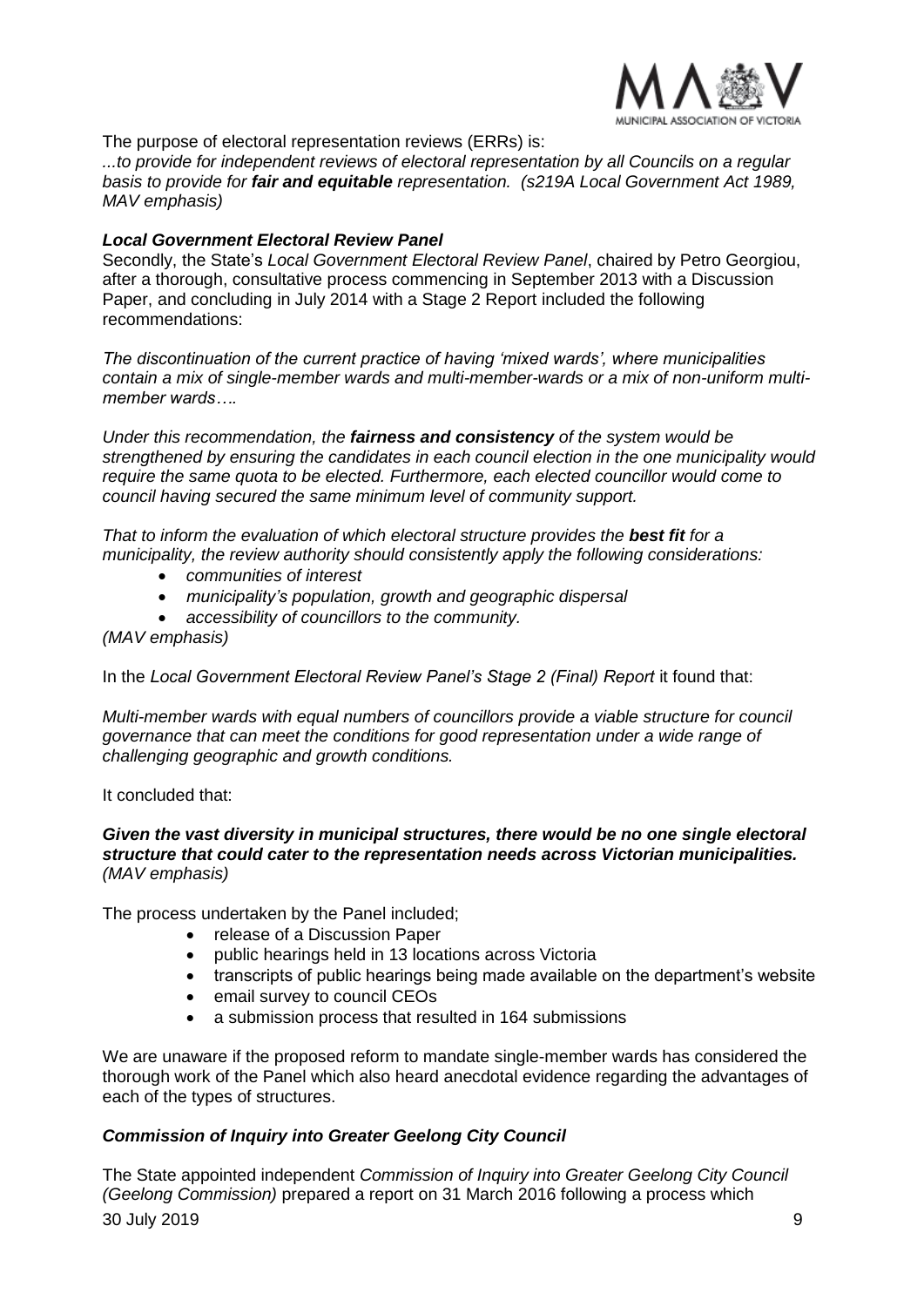The purpose of electoral representation reviews (ERRs) is:

*...to provide for independent reviews of electoral representation by all Councils on a regular basis to provide for **fair and equitable** representation. (s219A Local Government Act 1989, MAV emphasis)*

### *Local Government Electoral Review Panel*

Secondly, the State's *Local Government Electoral Review Panel*, chaired by Petro Georgiou, after a thorough, consultative process commencing in September 2013 with a Discussion Paper, and concluding in July 2014 with a Stage 2 Report included the following recommendations:

*The discontinuation of the current practice of having 'mixed wards', where municipalities contain a mix of single-member wards and multi-member-wards or a mix of non-uniform multi-member wards….*

*Under this recommendation, the **fairness and consistency** of the system would be strengthened by ensuring the candidates in each council election in the one municipality would require the same quota to be elected. Furthermore, each elected councillor would come to council having secured the same minimum level of community support.*

*That to inform the evaluation of which electoral structure provides the **best fit** for a municipality, the review authority should consistently apply the following considerations:*

- *communities of interest*
- *municipality's population, growth and geographic dispersal*
- *accessibility of councillors to the community.*

*(MAV emphasis)*

In the *Local Government Electoral Review Panel's Stage 2 (Final) Report* it found that:

*Multi-member wards with equal numbers of councillors provide a viable structure for council governance that can meet the conditions for good representation under a wide range of challenging geographic and growth conditions.*

It concluded that:

***Given the vast diversity in municipal structures, there would be no one single electoral structure that could cater to the representation needs across Victorian municipalities.*** *(MAV emphasis)*

The process undertaken by the Panel included;

- release of a Discussion Paper
- public hearings held in 13 locations across Victoria
- transcripts of public hearings being made available on the department's website
- email survey to council CEOs
- a submission process that resulted in 164 submissions

We are unaware if the proposed reform to mandate single-member wards has considered the thorough work of the Panel which also heard anecdotal evidence regarding the advantages of each of the types of structures.

### *Commission of Inquiry into Greater Geelong City Council*

The State appointed independent *Commission of Inquiry into Greater Geelong City Council (Geelong Commission)* prepared a report on 31 March 2016 following a process which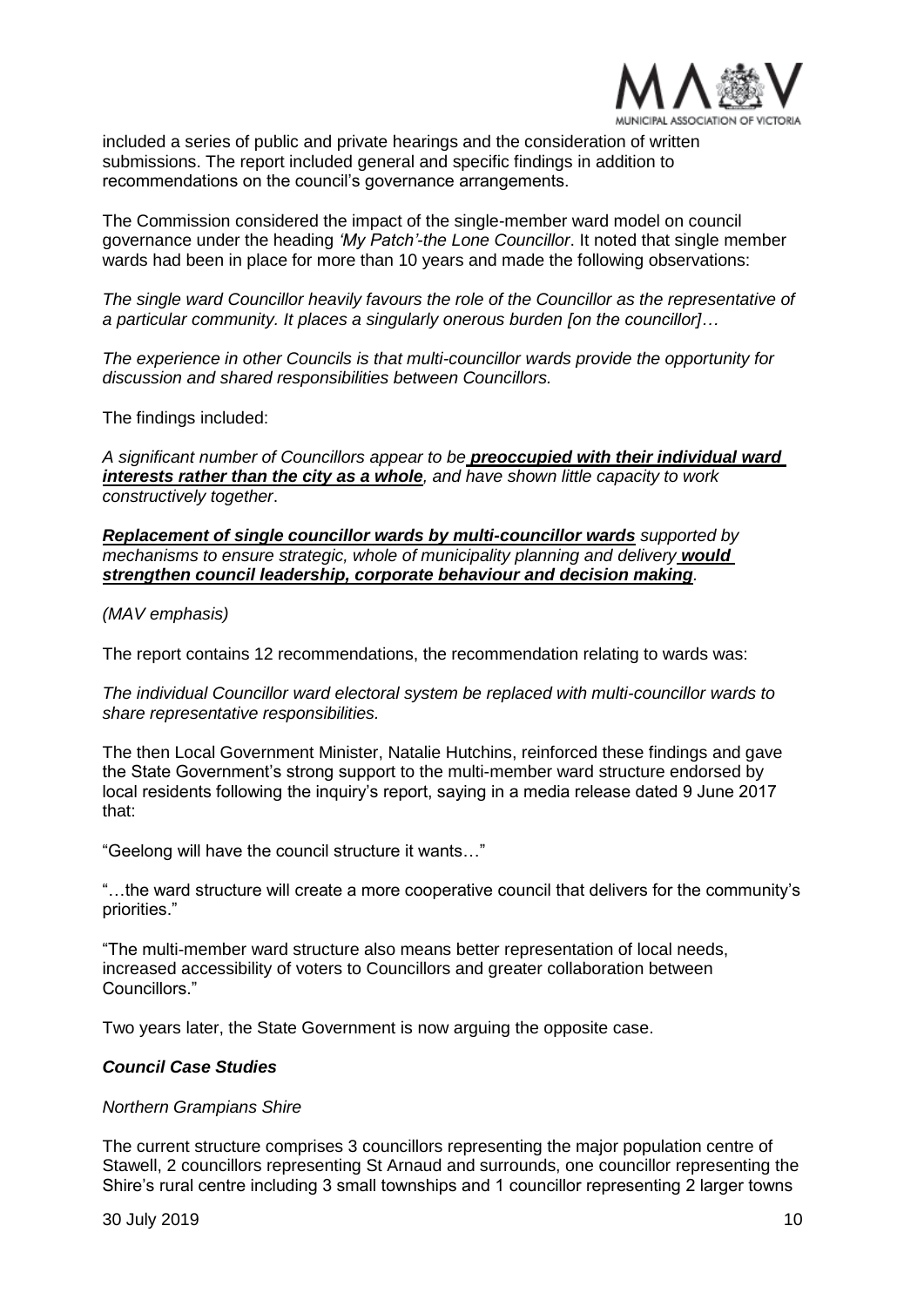included a series of public and private hearings and the consideration of written submissions. The report included general and specific findings in addition to recommendations on the council's governance arrangements.

The Commission considered the impact of the single-member ward model on council governance under the heading *'My Patch'-the Lone Councillor*. It noted that single member wards had been in place for more than 10 years and made the following observations:

*The single ward Councillor heavily favours the role of the Councillor as the representative of a particular community. It places a singularly onerous burden [on the councillor]…*

*The experience in other Councils is that multi-councillor wards provide the opportunity for discussion and shared responsibilities between Councillors.*

The findings included:

*A significant number of Councillors appear to be* ***preoccupied with their individual ward interests rather than the city as a whole****, and have shown little capacity to work constructively together*.

***Replacement of single councillor wards by multi-councillor wards*** *supported by mechanisms to ensure strategic, whole of municipality planning and delivery* ***would strengthen council leadership, corporate behaviour and decision making****.*

*(MAV emphasis)*

The report contains 12 recommendations, the recommendation relating to wards was:

*The individual Councillor ward electoral system be replaced with multi-councillor wards to share representative responsibilities.*

The then Local Government Minister, Natalie Hutchins, reinforced these findings and gave the State Government's strong support to the multi-member ward structure endorsed by local residents following the inquiry's report, saying in a media release dated 9 June 2017 that:

"Geelong will have the council structure it wants…"

"…the ward structure will create a more cooperative council that delivers for the community's priorities."

"The multi-member ward structure also means better representation of local needs, increased accessibility of voters to Councillors and greater collaboration between Councillors."

Two years later, the State Government is now arguing the opposite case.

***Council Case Studies***

*Northern Grampians Shire*

The current structure comprises 3 councillors representing the major population centre of Stawell, 2 councillors representing St Arnaud and surrounds, one councillor representing the Shire's rural centre including 3 small townships and 1 councillor representing 2 larger towns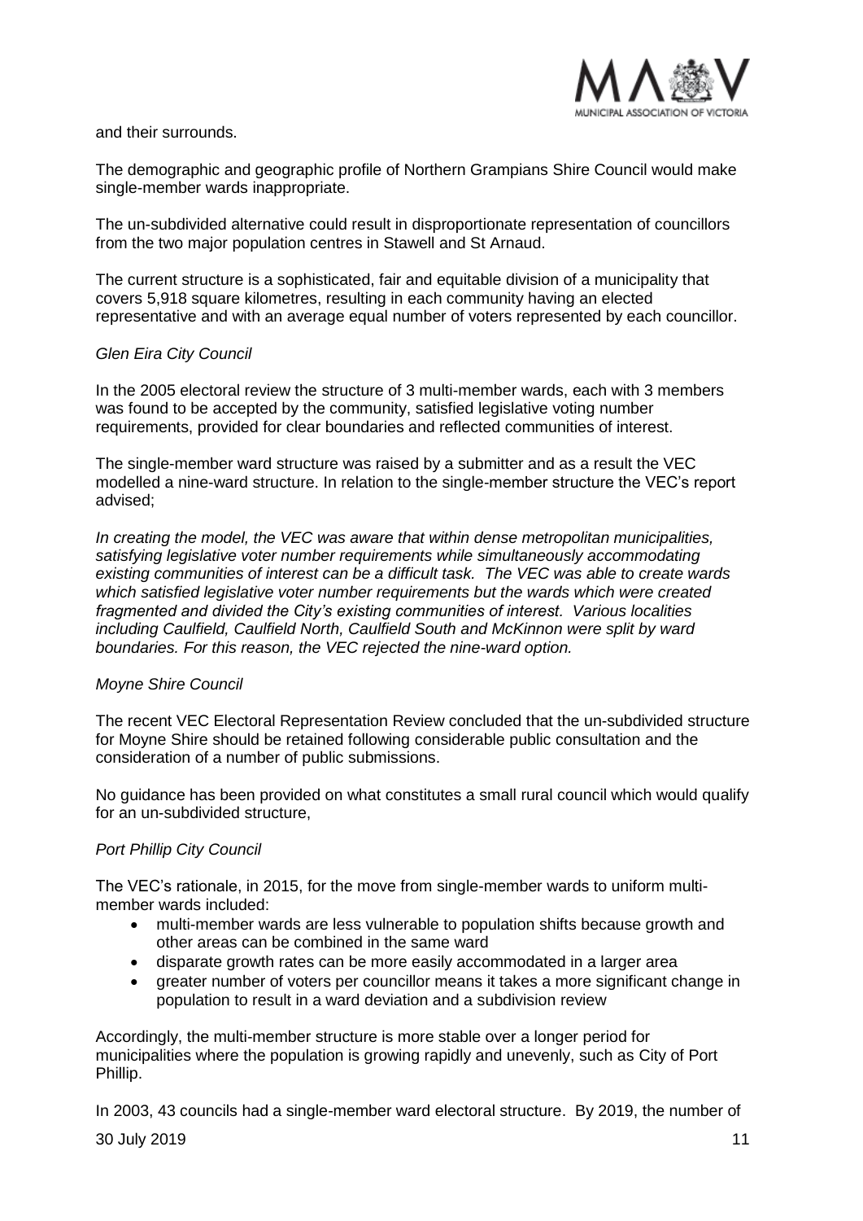and their surrounds.

The demographic and geographic profile of Northern Grampians Shire Council would make single-member wards inappropriate.

The un-subdivided alternative could result in disproportionate representation of councillors from the two major population centres in Stawell and St Arnaud.

The current structure is a sophisticated, fair and equitable division of a municipality that covers 5,918 square kilometres, resulting in each community having an elected representative and with an average equal number of voters represented by each councillor.

*Glen Eira City Council*

In the 2005 electoral review the structure of 3 multi-member wards, each with 3 members was found to be accepted by the community, satisfied legislative voting number requirements, provided for clear boundaries and reflected communities of interest.

The single-member ward structure was raised by a submitter and as a result the VEC modelled a nine-ward structure. In relation to the single-member structure the VEC's report advised;

*In creating the model, the VEC was aware that within dense metropolitan municipalities, satisfying legislative voter number requirements while simultaneously accommodating existing communities of interest can be a difficult task. The VEC was able to create wards which satisfied legislative voter number requirements but the wards which were created fragmented and divided the City's existing communities of interest. Various localities including Caulfield, Caulfield North, Caulfield South and McKinnon were split by ward boundaries. For this reason, the VEC rejected the nine-ward option.*

*Moyne Shire Council*

The recent VEC Electoral Representation Review concluded that the un-subdivided structure for Moyne Shire should be retained following considerable public consultation and the consideration of a number of public submissions.

No guidance has been provided on what constitutes a small rural council which would qualify for an un-subdivided structure,

*Port Phillip City Council*

The VEC's rationale, in 2015, for the move from single-member wards to uniform multi-member wards included:

- multi-member wards are less vulnerable to population shifts because growth and other areas can be combined in the same ward
- disparate growth rates can be more easily accommodated in a larger area
- greater number of voters per councillor means it takes a more significant change in population to result in a ward deviation and a subdivision review

Accordingly, the multi-member structure is more stable over a longer period for municipalities where the population is growing rapidly and unevenly, such as City of Port Phillip.

In 2003, 43 councils had a single-member ward electoral structure. By 2019, the number of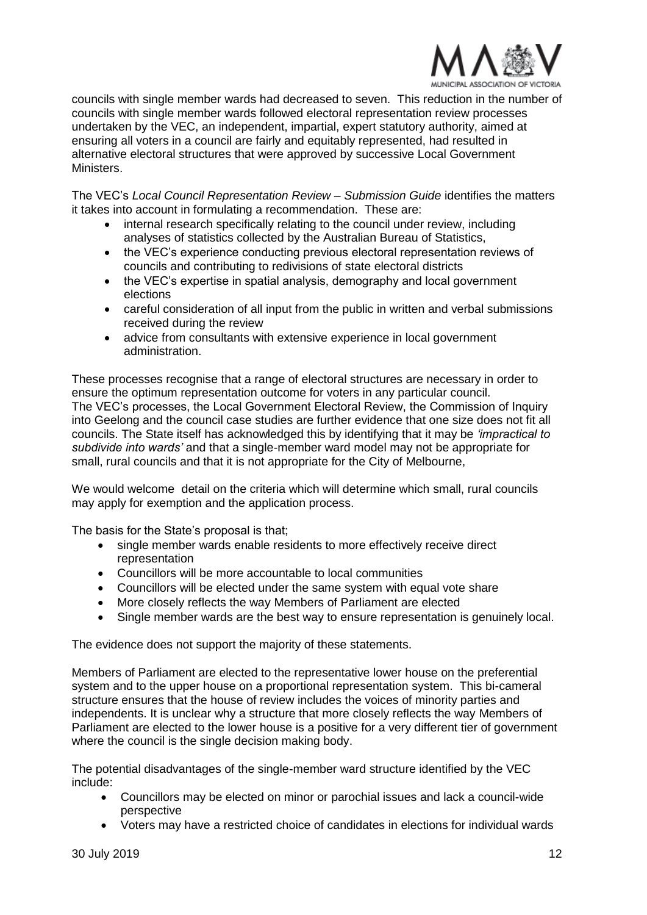councils with single member wards had decreased to seven. This reduction in the number of councils with single member wards followed electoral representation review processes undertaken by the VEC, an independent, impartial, expert statutory authority, aimed at ensuring all voters in a council are fairly and equitably represented, had resulted in alternative electoral structures that were approved by successive Local Government Ministers.

The VEC's *Local Council Representation Review – Submission Guide* identifies the matters it takes into account in formulating a recommendation. These are:

- internal research specifically relating to the council under review, including analyses of statistics collected by the Australian Bureau of Statistics,
- the VEC's experience conducting previous electoral representation reviews of councils and contributing to redivisions of state electoral districts
- the VEC's expertise in spatial analysis, demography and local government elections
- careful consideration of all input from the public in written and verbal submissions received during the review
- advice from consultants with extensive experience in local government administration.

These processes recognise that a range of electoral structures are necessary in order to ensure the optimum representation outcome for voters in any particular council.
The VEC's processes, the Local Government Electoral Review, the Commission of Inquiry into Geelong and the council case studies are further evidence that one size does not fit all councils. The State itself has acknowledged this by identifying that it may be *'impractical to subdivide into wards'* and that a single-member ward model may not be appropriate for small, rural councils and that it is not appropriate for the City of Melbourne,

We would welcome detail on the criteria which will determine which small, rural councils may apply for exemption and the application process.

The basis for the State's proposal is that;

- single member wards enable residents to more effectively receive direct representation
- Councillors will be more accountable to local communities
- Councillors will be elected under the same system with equal vote share
- More closely reflects the way Members of Parliament are elected
- Single member wards are the best way to ensure representation is genuinely local.

The evidence does not support the majority of these statements.

Members of Parliament are elected to the representative lower house on the preferential system and to the upper house on a proportional representation system. This bi-cameral structure ensures that the house of review includes the voices of minority parties and independents. It is unclear why a structure that more closely reflects the way Members of Parliament are elected to the lower house is a positive for a very different tier of government where the council is the single decision making body.

The potential disadvantages of the single-member ward structure identified by the VEC include:

- Councillors may be elected on minor or parochial issues and lack a council-wide perspective
- Voters may have a restricted choice of candidates in elections for individual wards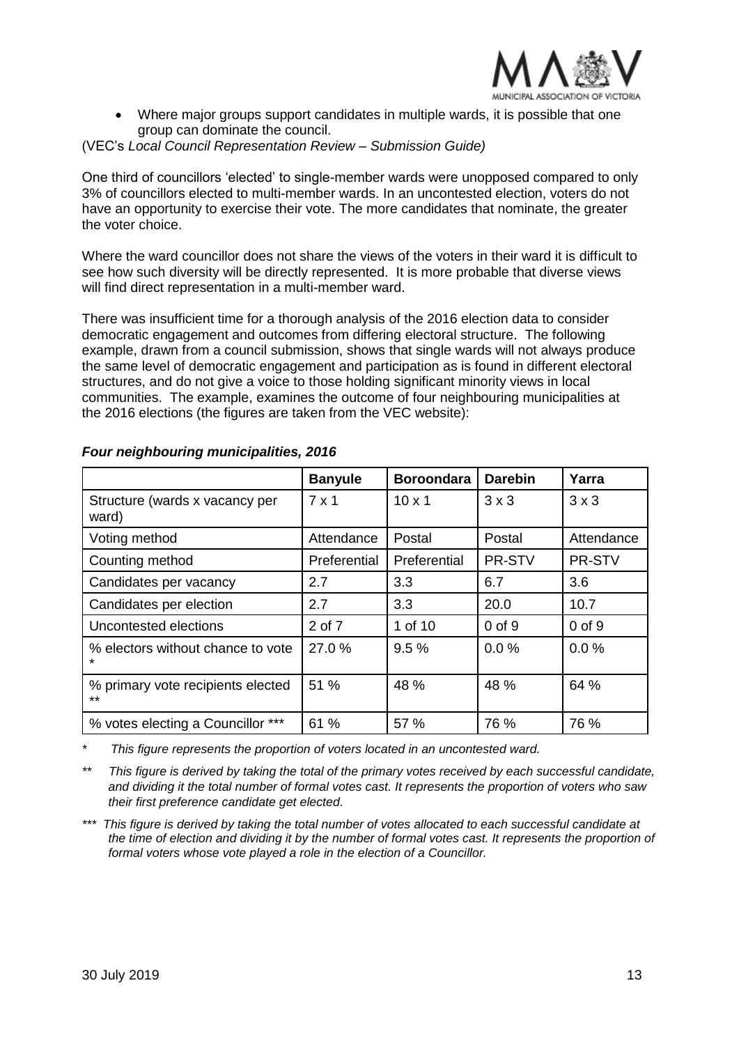- Where major groups support candidates in multiple wards, it is possible that one group can dominate the council.

(VEC's *Local Council Representation Review – Submission Guide)*

One third of councillors 'elected' to single-member wards were unopposed compared to only 3% of councillors elected to multi-member wards. In an uncontested election, voters do not have an opportunity to exercise their vote. The more candidates that nominate, the greater the voter choice.

Where the ward councillor does not share the views of the voters in their ward it is difficult to see how such diversity will be directly represented. It is more probable that diverse views will find direct representation in a multi-member ward.

There was insufficient time for a thorough analysis of the 2016 election data to consider democratic engagement and outcomes from differing electoral structure. The following example, drawn from a council submission, shows that single wards will not always produce the same level of democratic engagement and participation as is found in different electoral structures, and do not give a voice to those holding significant minority views in local communities. The example, examines the outcome of four neighbouring municipalities at the 2016 elections (the figures are taken from the VEC website):

***Four neighbouring municipalities, 2016***

| | Banyule | Boroondara | Darebin | Yarra |
|---|---|---|---|---|
| Structure (wards x vacancy per ward) | 7 x 1 | 10 x 1 | 3 x 3 | 3 x 3 |
| Voting method | Attendance | Postal | Postal | Attendance |
| Counting method | Preferential | Preferential | PR-STV | PR-STV |
| Candidates per vacancy | 2.7 | 3.3 | 6.7 | 3.6 |
| Candidates per election | 2.7 | 3.3 | 20.0 | 10.7 |
| Uncontested elections | 2 of 7 | 1 of 10 | 0 of 9 | 0 of 9 |
| % electors without chance to vote * | 27.0 % | 9.5 % | 0.0 % | 0.0 % |
| % primary vote recipients elected ** | 51 % | 48 % | 48 % | 64 % |
| % votes electing a Councillor *** | 61 % | 57 % | 76 % | 76 % |

\* *This figure represents the proportion of voters located in an uncontested ward.*

** *This figure is derived by taking the total of the primary votes received by each successful candidate, and dividing it the total number of formal votes cast. It represents the proportion of voters who saw their first preference candidate get elected.*

*** *This figure is derived by taking the total number of votes allocated to each successful candidate at the time of election and dividing it by the number of formal votes cast. It represents the proportion of formal voters whose vote played a role in the election of a Councillor.*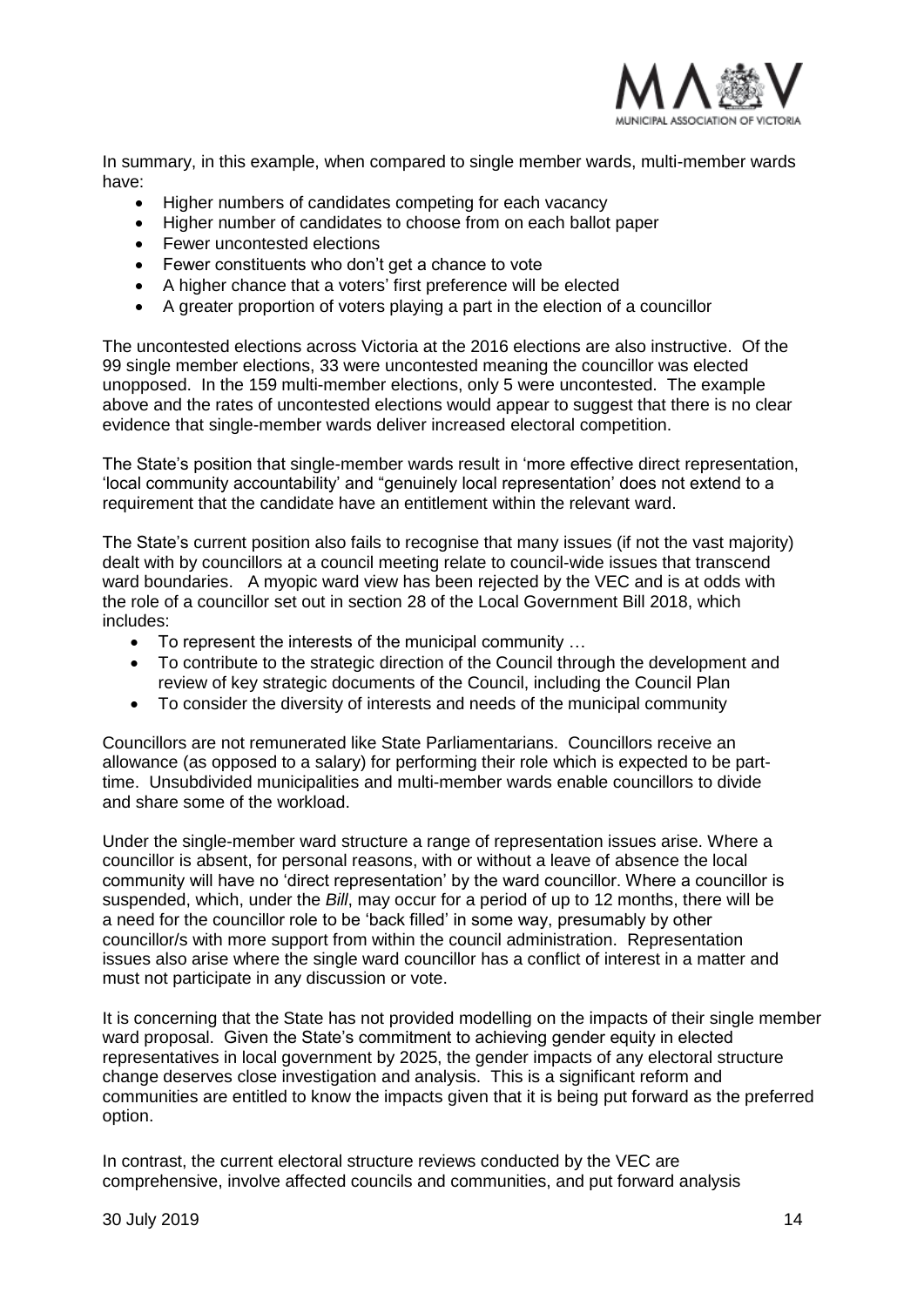In summary, in this example, when compared to single member wards, multi-member wards have:

- Higher numbers of candidates competing for each vacancy
- Higher number of candidates to choose from on each ballot paper
- Fewer uncontested elections
- Fewer constituents who don't get a chance to vote
- A higher chance that a voters' first preference will be elected
- A greater proportion of voters playing a part in the election of a councillor

The uncontested elections across Victoria at the 2016 elections are also instructive. Of the 99 single member elections, 33 were uncontested meaning the councillor was elected unopposed. In the 159 multi-member elections, only 5 were uncontested. The example above and the rates of uncontested elections would appear to suggest that there is no clear evidence that single-member wards deliver increased electoral competition.

The State's position that single-member wards result in 'more effective direct representation, 'local community accountability' and "genuinely local representation' does not extend to a requirement that the candidate have an entitlement within the relevant ward.

The State's current position also fails to recognise that many issues (if not the vast majority) dealt with by councillors at a council meeting relate to council-wide issues that transcend ward boundaries. A myopic ward view has been rejected by the VEC and is at odds with the role of a councillor set out in section 28 of the Local Government Bill 2018, which includes:

- To represent the interests of the municipal community …
- To contribute to the strategic direction of the Council through the development and review of key strategic documents of the Council, including the Council Plan
- To consider the diversity of interests and needs of the municipal community

Councillors are not remunerated like State Parliamentarians. Councillors receive an allowance (as opposed to a salary) for performing their role which is expected to be part-time. Unsubdivided municipalities and multi-member wards enable councillors to divide and share some of the workload.

Under the single-member ward structure a range of representation issues arise. Where a councillor is absent, for personal reasons, with or without a leave of absence the local community will have no 'direct representation' by the ward councillor. Where a councillor is suspended, which, under the *Bill*, may occur for a period of up to 12 months, there will be a need for the councillor role to be 'back filled' in some way, presumably by other councillor/s with more support from within the council administration. Representation issues also arise where the single ward councillor has a conflict of interest in a matter and must not participate in any discussion or vote.

It is concerning that the State has not provided modelling on the impacts of their single member ward proposal. Given the State's commitment to achieving gender equity in elected representatives in local government by 2025, the gender impacts of any electoral structure change deserves close investigation and analysis. This is a significant reform and communities are entitled to know the impacts given that it is being put forward as the preferred option.

In contrast, the current electoral structure reviews conducted by the VEC are comprehensive, involve affected councils and communities, and put forward analysis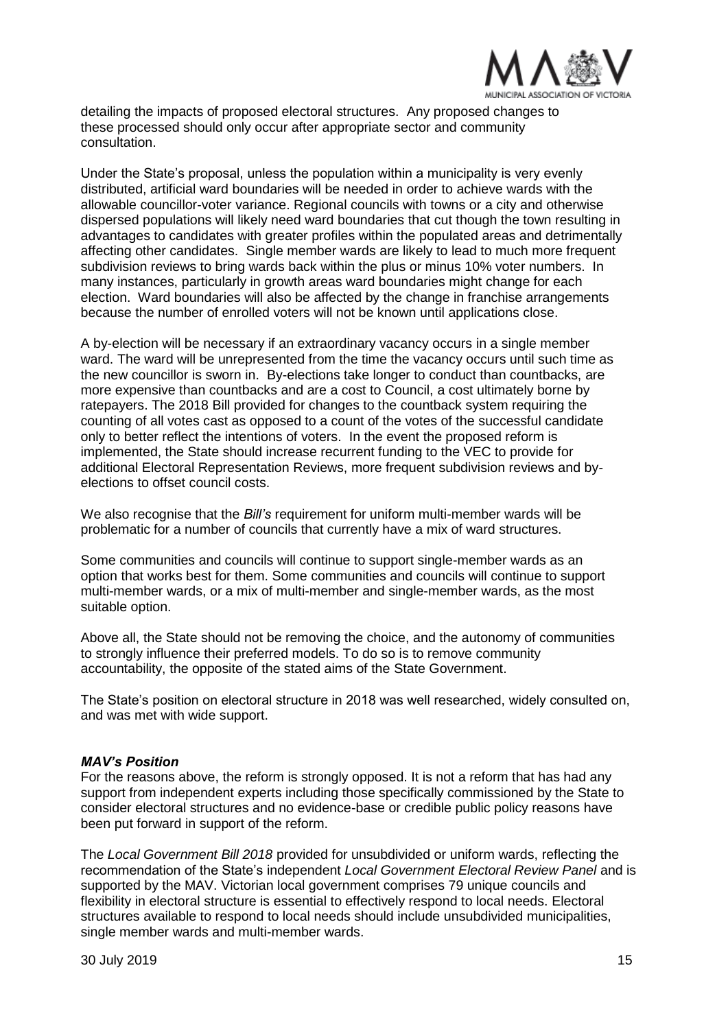detailing the impacts of proposed electoral structures. Any proposed changes to these processed should only occur after appropriate sector and community consultation.

Under the State's proposal, unless the population within a municipality is very evenly distributed, artificial ward boundaries will be needed in order to achieve wards with the allowable councillor-voter variance. Regional councils with towns or a city and otherwise dispersed populations will likely need ward boundaries that cut though the town resulting in advantages to candidates with greater profiles within the populated areas and detrimentally affecting other candidates. Single member wards are likely to lead to much more frequent subdivision reviews to bring wards back within the plus or minus 10% voter numbers. In many instances, particularly in growth areas ward boundaries might change for each election. Ward boundaries will also be affected by the change in franchise arrangements because the number of enrolled voters will not be known until applications close.

A by-election will be necessary if an extraordinary vacancy occurs in a single member ward. The ward will be unrepresented from the time the vacancy occurs until such time as the new councillor is sworn in. By-elections take longer to conduct than countbacks, are more expensive than countbacks and are a cost to Council, a cost ultimately borne by ratepayers. The 2018 Bill provided for changes to the countback system requiring the counting of all votes cast as opposed to a count of the votes of the successful candidate only to better reflect the intentions of voters. In the event the proposed reform is implemented, the State should increase recurrent funding to the VEC to provide for additional Electoral Representation Reviews, more frequent subdivision reviews and by-elections to offset council costs.

We also recognise that the *Bill's* requirement for uniform multi-member wards will be problematic for a number of councils that currently have a mix of ward structures.

Some communities and councils will continue to support single-member wards as an option that works best for them. Some communities and councils will continue to support multi-member wards, or a mix of multi-member and single-member wards, as the most suitable option.

Above all, the State should not be removing the choice, and the autonomy of communities to strongly influence their preferred models. To do so is to remove community accountability, the opposite of the stated aims of the State Government.

The State's position on electoral structure in 2018 was well researched, widely consulted on, and was met with wide support.

***MAV's Position***

For the reasons above, the reform is strongly opposed. It is not a reform that has had any support from independent experts including those specifically commissioned by the State to consider electoral structures and no evidence-base or credible public policy reasons have been put forward in support of the reform.

The *Local Government Bill 2018* provided for unsubdivided or uniform wards, reflecting the recommendation of the State's independent *Local Government Electoral Review Panel* and is supported by the MAV. Victorian local government comprises 79 unique councils and flexibility in electoral structure is essential to effectively respond to local needs. Electoral structures available to respond to local needs should include unsubdivided municipalities, single member wards and multi-member wards.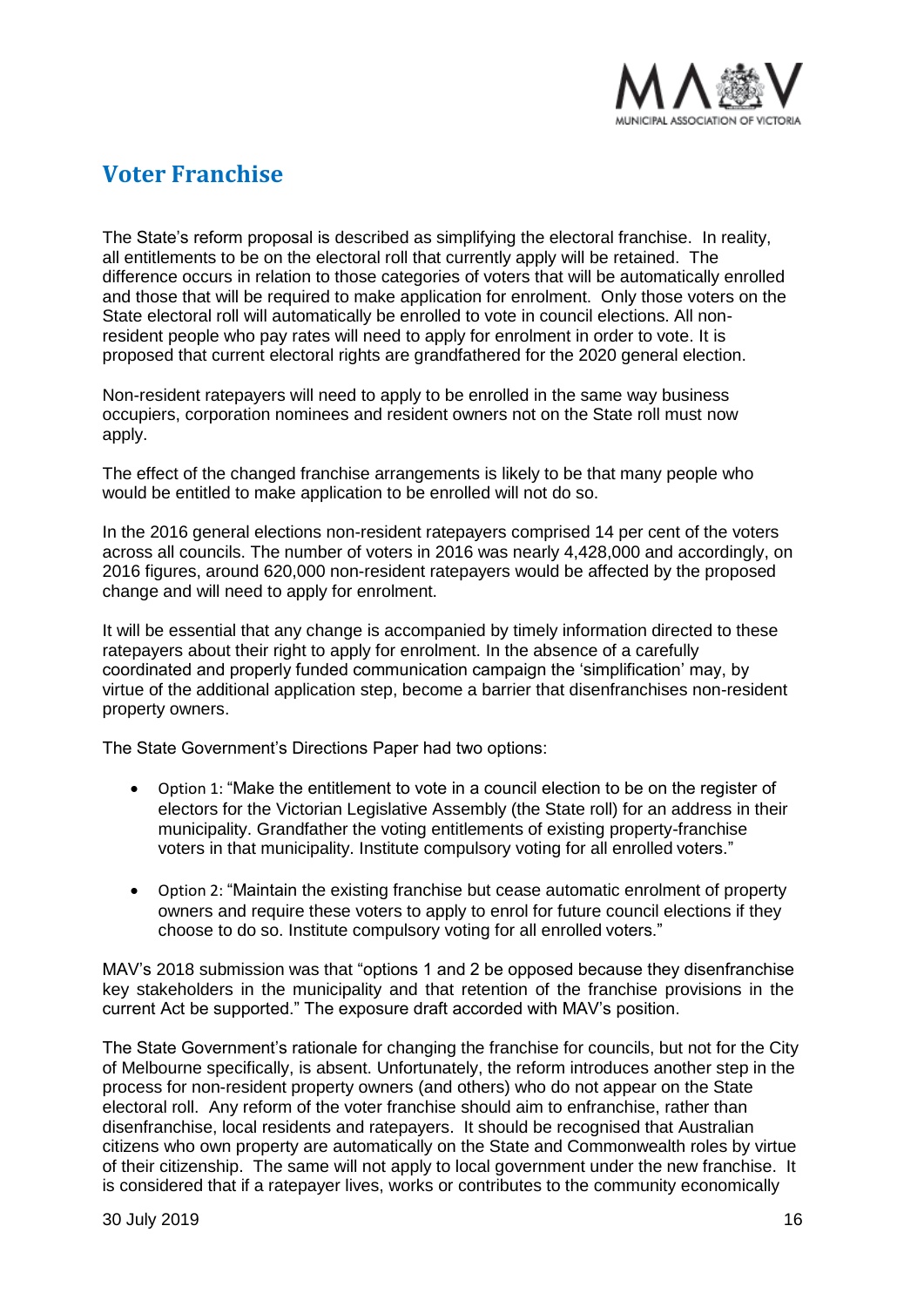## Voter Franchise

The State's reform proposal is described as simplifying the electoral franchise. In reality, all entitlements to be on the electoral roll that currently apply will be retained. The difference occurs in relation to those categories of voters that will be automatically enrolled and those that will be required to make application for enrolment. Only those voters on the State electoral roll will automatically be enrolled to vote in council elections. All non-resident people who pay rates will need to apply for enrolment in order to vote. It is proposed that current electoral rights are grandfathered for the 2020 general election.

Non-resident ratepayers will need to apply to be enrolled in the same way business occupiers, corporation nominees and resident owners not on the State roll must now apply.

The effect of the changed franchise arrangements is likely to be that many people who would be entitled to make application to be enrolled will not do so.

In the 2016 general elections non-resident ratepayers comprised 14 per cent of the voters across all councils. The number of voters in 2016 was nearly 4,428,000 and accordingly, on 2016 figures, around 620,000 non-resident ratepayers would be affected by the proposed change and will need to apply for enrolment.

It will be essential that any change is accompanied by timely information directed to these ratepayers about their right to apply for enrolment. In the absence of a carefully coordinated and properly funded communication campaign the 'simplification' may, by virtue of the additional application step, become a barrier that disenfranchises non-resident property owners.

The State Government's Directions Paper had two options:

- Option 1: "Make the entitlement to vote in a council election to be on the register of electors for the Victorian Legislative Assembly (the State roll) for an address in their municipality. Grandfather the voting entitlements of existing property-franchise voters in that municipality. Institute compulsory voting for all enrolled voters."
- Option 2: "Maintain the existing franchise but cease automatic enrolment of property owners and require these voters to apply to enrol for future council elections if they choose to do so. Institute compulsory voting for all enrolled voters."

MAV's 2018 submission was that "options 1 and 2 be opposed because they disenfranchise key stakeholders in the municipality and that retention of the franchise provisions in the current Act be supported." The exposure draft accorded with MAV's position.

The State Government's rationale for changing the franchise for councils, but not for the City of Melbourne specifically, is absent. Unfortunately, the reform introduces another step in the process for non-resident property owners (and others) who do not appear on the State electoral roll. Any reform of the voter franchise should aim to enfranchise, rather than disenfranchise, local residents and ratepayers. It should be recognised that Australian citizens who own property are automatically on the State and Commonwealth roles by virtue of their citizenship. The same will not apply to local government under the new franchise. It is considered that if a ratepayer lives, works or contributes to the community economically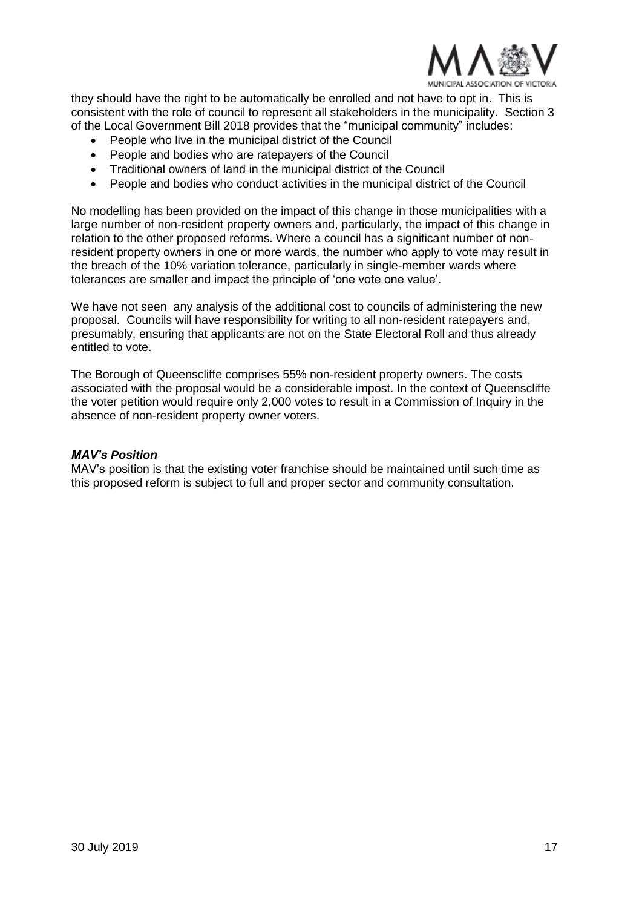they should have the right to be automatically be enrolled and not have to opt in. This is consistent with the role of council to represent all stakeholders in the municipality. Section 3 of the Local Government Bill 2018 provides that the "municipal community" includes:

- People who live in the municipal district of the Council
- People and bodies who are ratepayers of the Council
- Traditional owners of land in the municipal district of the Council
- People and bodies who conduct activities in the municipal district of the Council

No modelling has been provided on the impact of this change in those municipalities with a large number of non-resident property owners and, particularly, the impact of this change in relation to the other proposed reforms. Where a council has a significant number of non-resident property owners in one or more wards, the number who apply to vote may result in the breach of the 10% variation tolerance, particularly in single-member wards where tolerances are smaller and impact the principle of 'one vote one value'.

We have not seen any analysis of the additional cost to councils of administering the new proposal. Councils will have responsibility for writing to all non-resident ratepayers and, presumably, ensuring that applicants are not on the State Electoral Roll and thus already entitled to vote.

The Borough of Queenscliffe comprises 55% non-resident property owners. The costs associated with the proposal would be a considerable impost. In the context of Queenscliffe the voter petition would require only 2,000 votes to result in a Commission of Inquiry in the absence of non-resident property owner voters.

***MAV's Position***

MAV's position is that the existing voter franchise should be maintained until such time as this proposed reform is subject to full and proper sector and community consultation.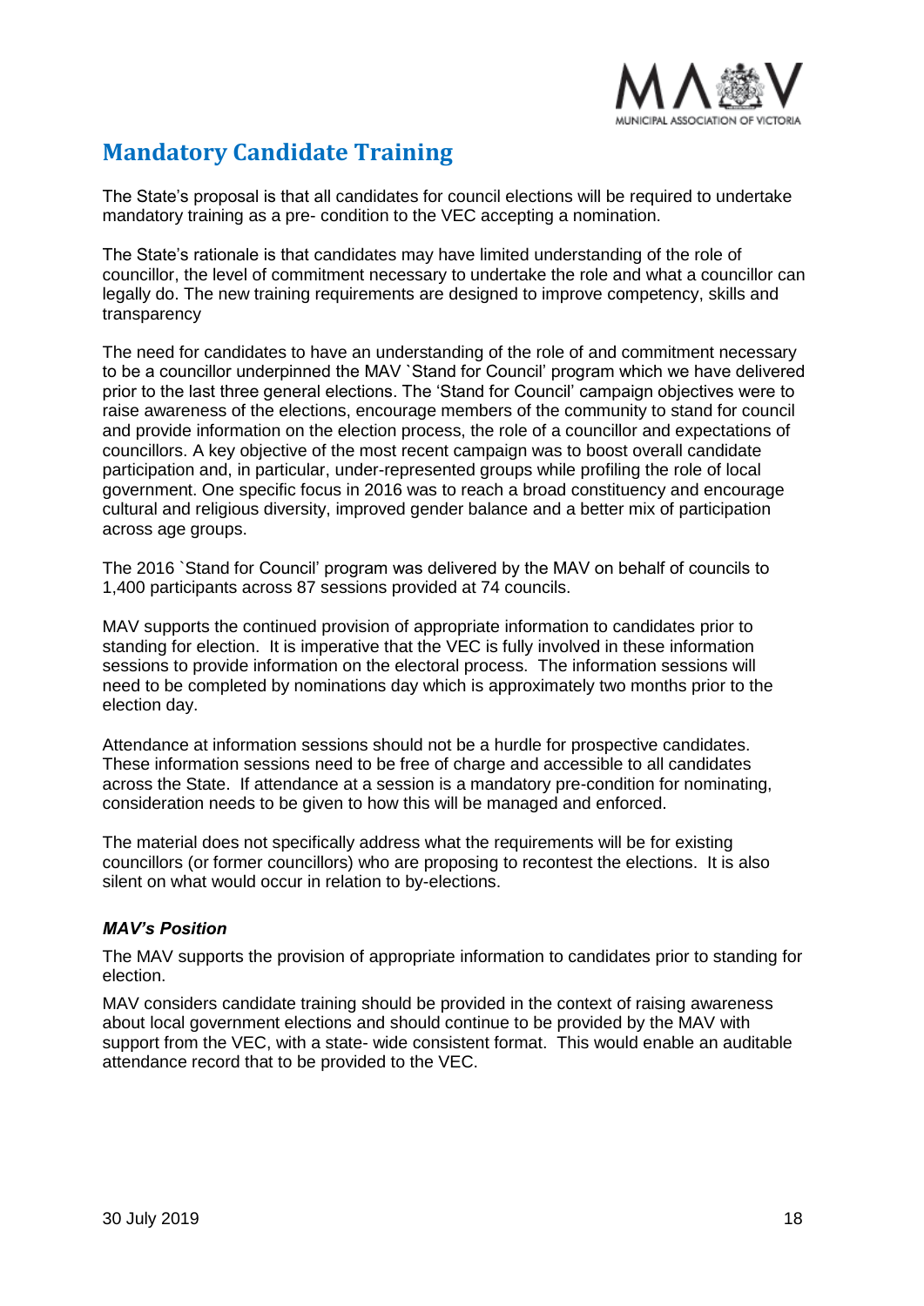## Mandatory Candidate Training

The State's proposal is that all candidates for council elections will be required to undertake mandatory training as a pre- condition to the VEC accepting a nomination.

The State's rationale is that candidates may have limited understanding of the role of councillor, the level of commitment necessary to undertake the role and what a councillor can legally do. The new training requirements are designed to improve competency, skills and transparency

The need for candidates to have an understanding of the role of and commitment necessary to be a councillor underpinned the MAV `Stand for Council' program which we have delivered prior to the last three general elections. The 'Stand for Council' campaign objectives were to raise awareness of the elections, encourage members of the community to stand for council and provide information on the election process, the role of a councillor and expectations of councillors. A key objective of the most recent campaign was to boost overall candidate participation and, in particular, under-represented groups while profiling the role of local government. One specific focus in 2016 was to reach a broad constituency and encourage cultural and religious diversity, improved gender balance and a better mix of participation across age groups.

The 2016 `Stand for Council' program was delivered by the MAV on behalf of councils to 1,400 participants across 87 sessions provided at 74 councils.

MAV supports the continued provision of appropriate information to candidates prior to standing for election. It is imperative that the VEC is fully involved in these information sessions to provide information on the electoral process. The information sessions will need to be completed by nominations day which is approximately two months prior to the election day.

Attendance at information sessions should not be a hurdle for prospective candidates. These information sessions need to be free of charge and accessible to all candidates across the State. If attendance at a session is a mandatory pre-condition for nominating, consideration needs to be given to how this will be managed and enforced.

The material does not specifically address what the requirements will be for existing councillors (or former councillors) who are proposing to recontest the elections. It is also silent on what would occur in relation to by-elections.

### *MAV's Position*

The MAV supports the provision of appropriate information to candidates prior to standing for election.

MAV considers candidate training should be provided in the context of raising awareness about local government elections and should continue to be provided by the MAV with support from the VEC, with a state- wide consistent format. This would enable an auditable attendance record that to be provided to the VEC.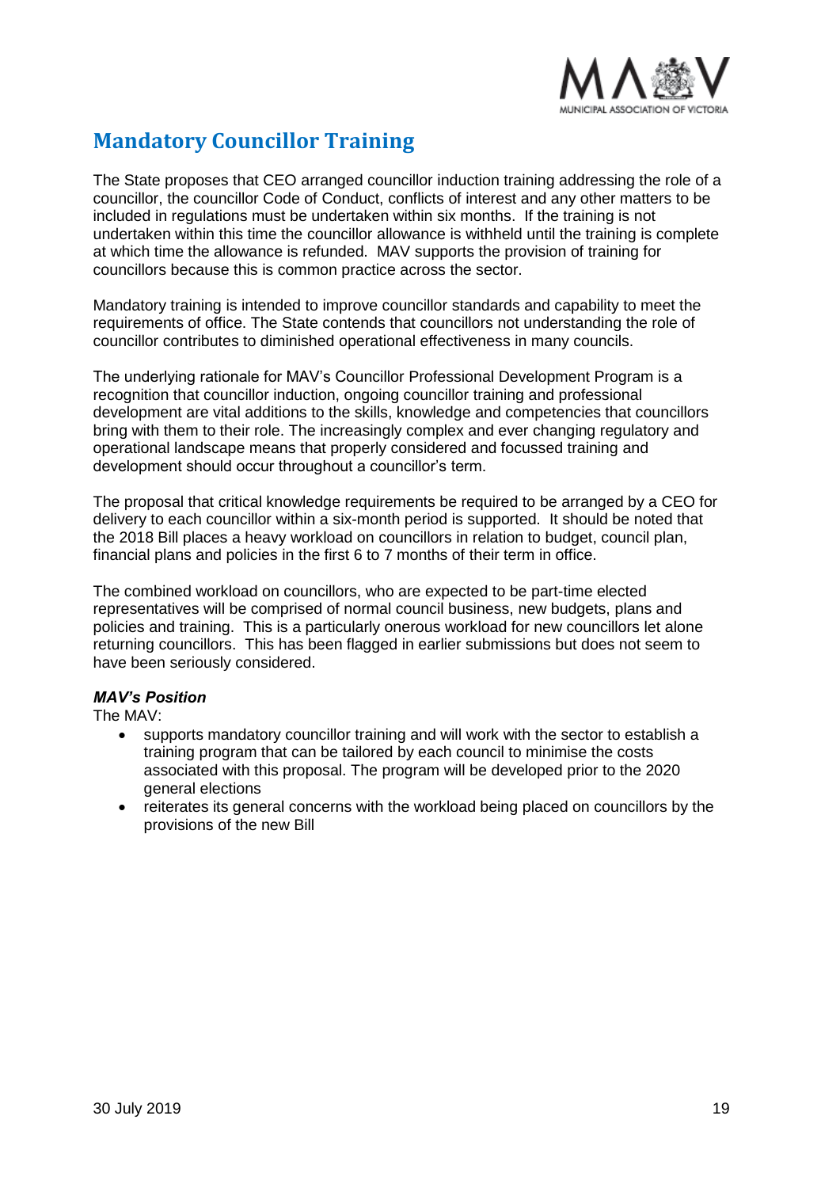## Mandatory Councillor Training

The State proposes that CEO arranged councillor induction training addressing the role of a councillor, the councillor Code of Conduct, conflicts of interest and any other matters to be included in regulations must be undertaken within six months. If the training is not undertaken within this time the councillor allowance is withheld until the training is complete at which time the allowance is refunded. MAV supports the provision of training for councillors because this is common practice across the sector.

Mandatory training is intended to improve councillor standards and capability to meet the requirements of office. The State contends that councillors not understanding the role of councillor contributes to diminished operational effectiveness in many councils.

The underlying rationale for MAV's Councillor Professional Development Program is a recognition that councillor induction, ongoing councillor training and professional development are vital additions to the skills, knowledge and competencies that councillors bring with them to their role. The increasingly complex and ever changing regulatory and operational landscape means that properly considered and focussed training and development should occur throughout a councillor's term.

The proposal that critical knowledge requirements be required to be arranged by a CEO for delivery to each councillor within a six-month period is supported. It should be noted that the 2018 Bill places a heavy workload on councillors in relation to budget, council plan, financial plans and policies in the first 6 to 7 months of their term in office.

The combined workload on councillors, who are expected to be part-time elected representatives will be comprised of normal council business, new budgets, plans and policies and training. This is a particularly onerous workload for new councillors let alone returning councillors. This has been flagged in earlier submissions but does not seem to have been seriously considered.

***MAV's Position***

The MAV:

- supports mandatory councillor training and will work with the sector to establish a training program that can be tailored by each council to minimise the costs associated with this proposal. The program will be developed prior to the 2020 general elections
- reiterates its general concerns with the workload being placed on councillors by the provisions of the new Bill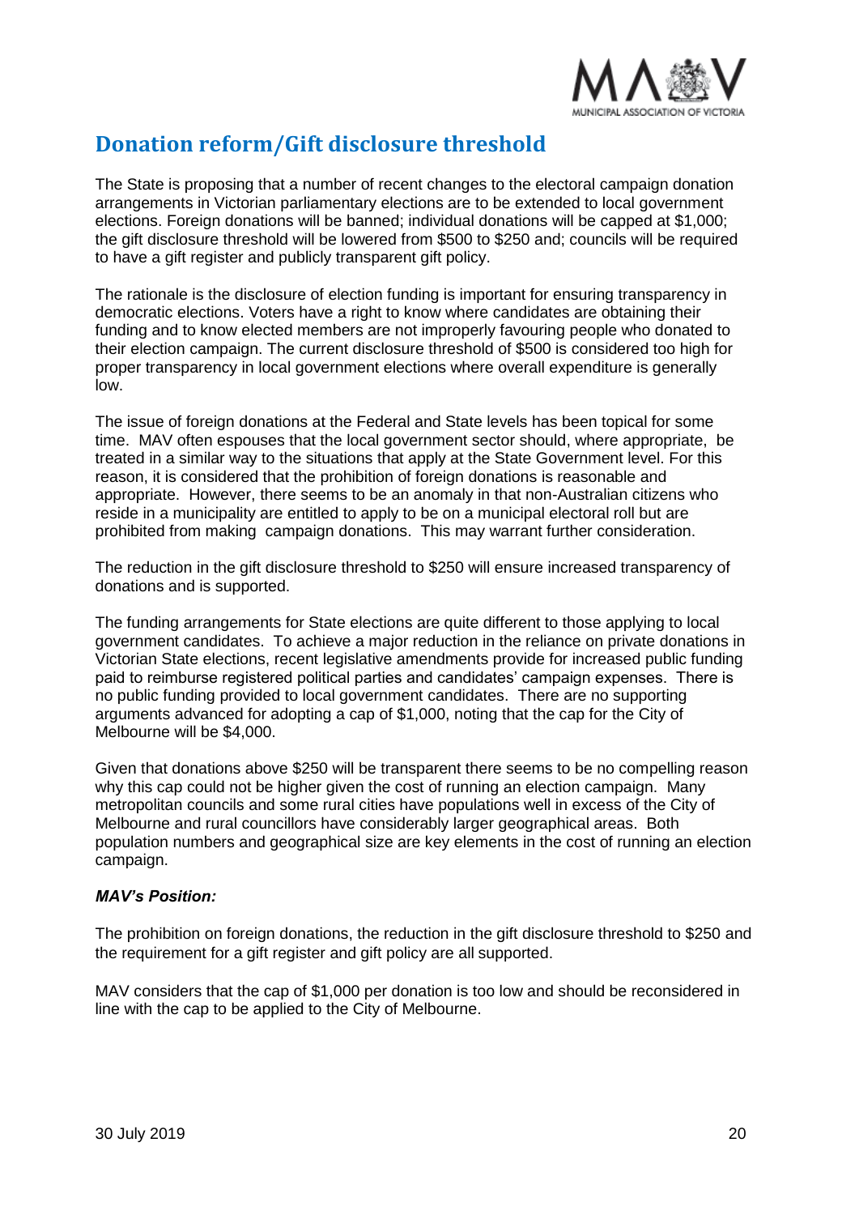## Donation reform/Gift disclosure threshold

The State is proposing that a number of recent changes to the electoral campaign donation arrangements in Victorian parliamentary elections are to be extended to local government elections. Foreign donations will be banned; individual donations will be capped at $1,000; the gift disclosure threshold will be lowered from $500 to $250 and; councils will be required to have a gift register and publicly transparent gift policy.

The rationale is the disclosure of election funding is important for ensuring transparency in democratic elections. Voters have a right to know where candidates are obtaining their funding and to know elected members are not improperly favouring people who donated to their election campaign. The current disclosure threshold of $500 is considered too high for proper transparency in local government elections where overall expenditure is generally low.

The issue of foreign donations at the Federal and State levels has been topical for some time. MAV often espouses that the local government sector should, where appropriate, be treated in a similar way to the situations that apply at the State Government level. For this reason, it is considered that the prohibition of foreign donations is reasonable and appropriate. However, there seems to be an anomaly in that non-Australian citizens who reside in a municipality are entitled to apply to be on a municipal electoral roll but are prohibited from making campaign donations. This may warrant further consideration.

The reduction in the gift disclosure threshold to $250 will ensure increased transparency of donations and is supported.

The funding arrangements for State elections are quite different to those applying to local government candidates. To achieve a major reduction in the reliance on private donations in Victorian State elections, recent legislative amendments provide for increased public funding paid to reimburse registered political parties and candidates' campaign expenses. There is no public funding provided to local government candidates. There are no supporting arguments advanced for adopting a cap of $1,000, noting that the cap for the City of Melbourne will be $4,000.

Given that donations above $250 will be transparent there seems to be no compelling reason why this cap could not be higher given the cost of running an election campaign. Many metropolitan councils and some rural cities have populations well in excess of the City of Melbourne and rural councillors have considerably larger geographical areas. Both population numbers and geographical size are key elements in the cost of running an election campaign.

***MAV's Position:***

The prohibition on foreign donations, the reduction in the gift disclosure threshold to $250 and the requirement for a gift register and gift policy are all supported.

MAV considers that the cap of $1,000 per donation is too low and should be reconsidered in line with the cap to be applied to the City of Melbourne.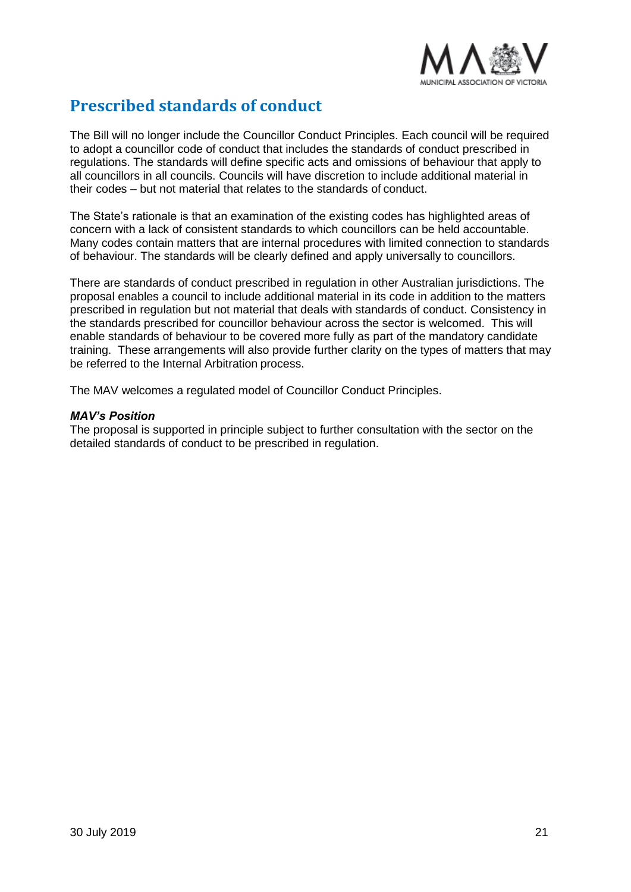## Prescribed standards of conduct

The Bill will no longer include the Councillor Conduct Principles. Each council will be required to adopt a councillor code of conduct that includes the standards of conduct prescribed in regulations. The standards will define specific acts and omissions of behaviour that apply to all councillors in all councils. Councils will have discretion to include additional material in their codes – but not material that relates to the standards of conduct.

The State's rationale is that an examination of the existing codes has highlighted areas of concern with a lack of consistent standards to which councillors can be held accountable. Many codes contain matters that are internal procedures with limited connection to standards of behaviour. The standards will be clearly defined and apply universally to councillors.

There are standards of conduct prescribed in regulation in other Australian jurisdictions. The proposal enables a council to include additional material in its code in addition to the matters prescribed in regulation but not material that deals with standards of conduct. Consistency in the standards prescribed for councillor behaviour across the sector is welcomed. This will enable standards of behaviour to be covered more fully as part of the mandatory candidate training. These arrangements will also provide further clarity on the types of matters that may be referred to the Internal Arbitration process.

The MAV welcomes a regulated model of Councillor Conduct Principles.

***MAV's Position***

The proposal is supported in principle subject to further consultation with the sector on the detailed standards of conduct to be prescribed in regulation.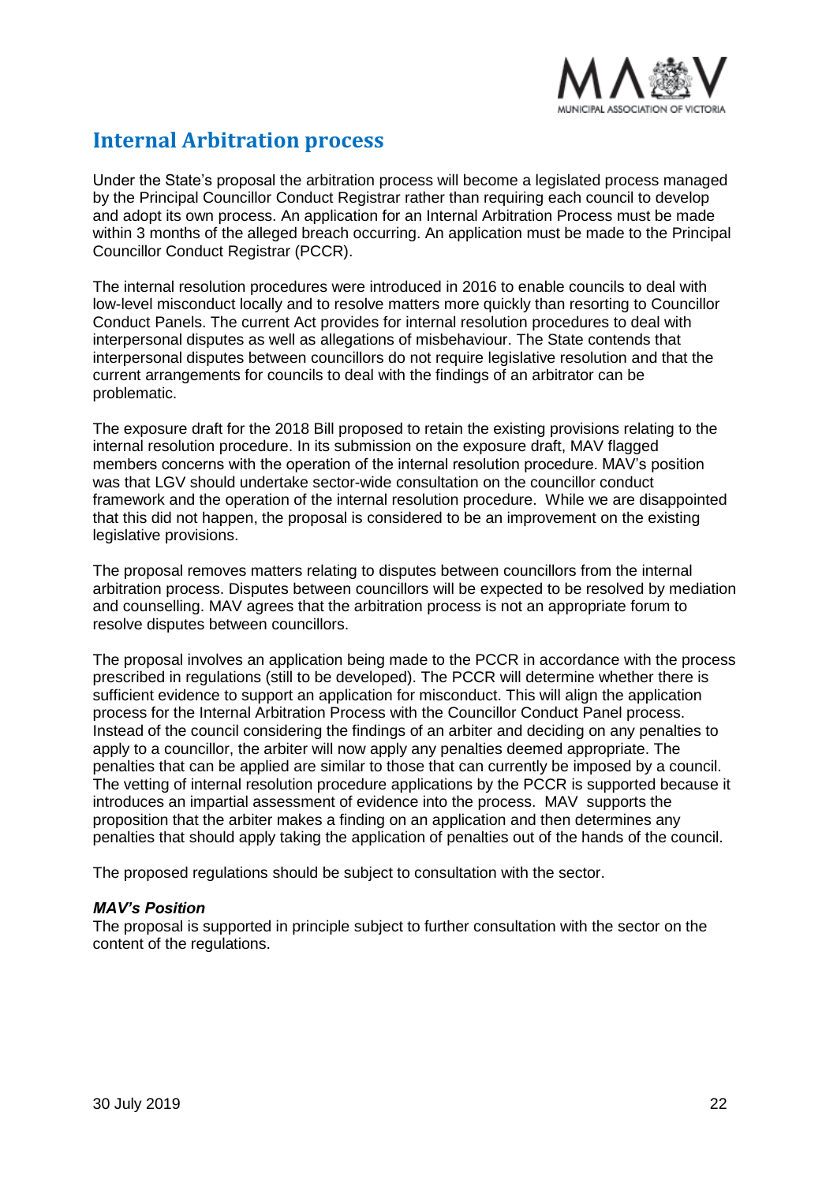## Internal Arbitration process

Under the State's proposal the arbitration process will become a legislated process managed by the Principal Councillor Conduct Registrar rather than requiring each council to develop and adopt its own process. An application for an Internal Arbitration Process must be made within 3 months of the alleged breach occurring. An application must be made to the Principal Councillor Conduct Registrar (PCCR).

The internal resolution procedures were introduced in 2016 to enable councils to deal with low-level misconduct locally and to resolve matters more quickly than resorting to Councillor Conduct Panels. The current Act provides for internal resolution procedures to deal with interpersonal disputes as well as allegations of misbehaviour. The State contends that interpersonal disputes between councillors do not require legislative resolution and that the current arrangements for councils to deal with the findings of an arbitrator can be problematic.

The exposure draft for the 2018 Bill proposed to retain the existing provisions relating to the internal resolution procedure. In its submission on the exposure draft, MAV flagged members concerns with the operation of the internal resolution procedure. MAV's position was that LGV should undertake sector-wide consultation on the councillor conduct framework and the operation of the internal resolution procedure. While we are disappointed that this did not happen, the proposal is considered to be an improvement on the existing legislative provisions.

The proposal removes matters relating to disputes between councillors from the internal arbitration process. Disputes between councillors will be expected to be resolved by mediation and counselling. MAV agrees that the arbitration process is not an appropriate forum to resolve disputes between councillors.

The proposal involves an application being made to the PCCR in accordance with the process prescribed in regulations (still to be developed). The PCCR will determine whether there is sufficient evidence to support an application for misconduct. This will align the application process for the Internal Arbitration Process with the Councillor Conduct Panel process. Instead of the council considering the findings of an arbiter and deciding on any penalties to apply to a councillor, the arbiter will now apply any penalties deemed appropriate. The penalties that can be applied are similar to those that can currently be imposed by a council. The vetting of internal resolution procedure applications by the PCCR is supported because it introduces an impartial assessment of evidence into the process. MAV supports the proposition that the arbiter makes a finding on an application and then determines any penalties that should apply taking the application of penalties out of the hands of the council.

The proposed regulations should be subject to consultation with the sector.

***MAV's Position***

The proposal is supported in principle subject to further consultation with the sector on the content of the regulations.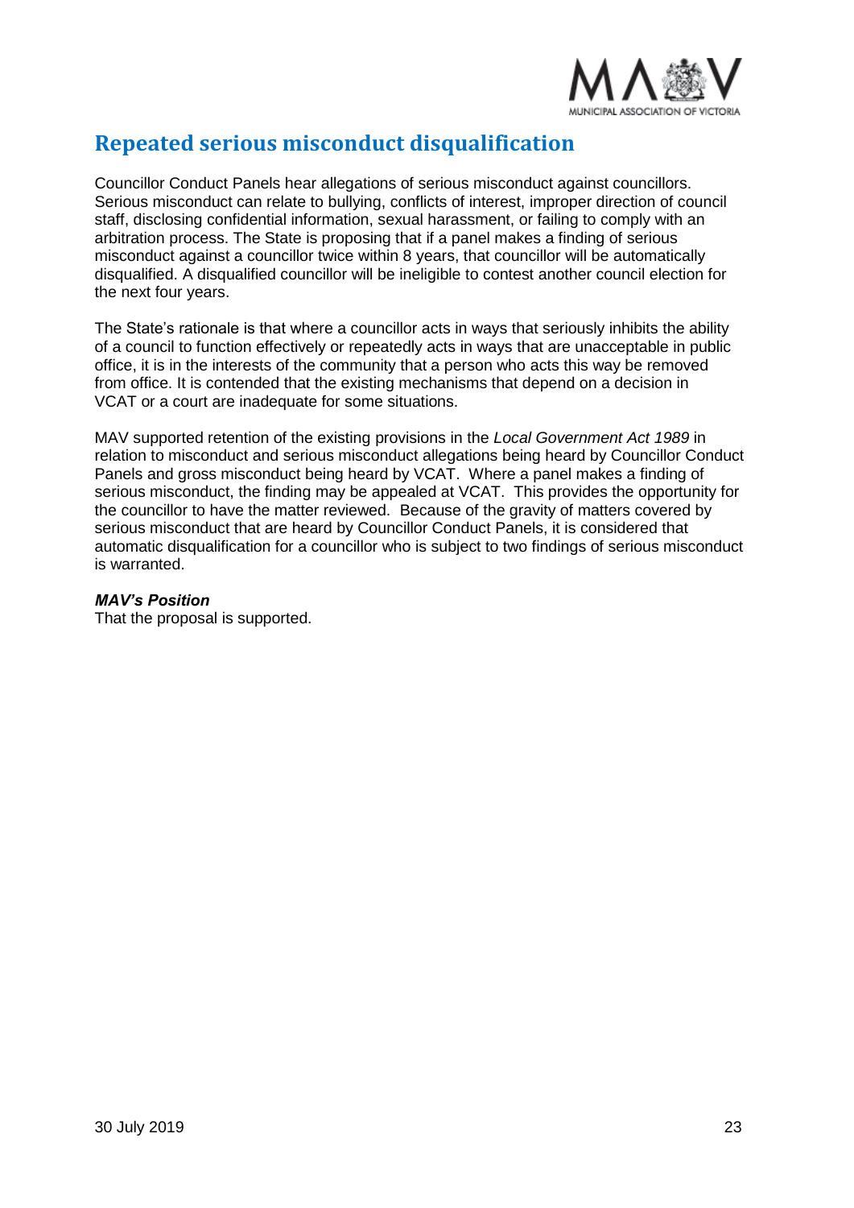## Repeated serious misconduct disqualification

Councillor Conduct Panels hear allegations of serious misconduct against councillors. Serious misconduct can relate to bullying, conflicts of interest, improper direction of council staff, disclosing confidential information, sexual harassment, or failing to comply with an arbitration process. The State is proposing that if a panel makes a finding of serious misconduct against a councillor twice within 8 years, that councillor will be automatically disqualified. A disqualified councillor will be ineligible to contest another council election for the next four years.

The State's rationale is that where a councillor acts in ways that seriously inhibits the ability of a council to function effectively or repeatedly acts in ways that are unacceptable in public office, it is in the interests of the community that a person who acts this way be removed from office. It is contended that the existing mechanisms that depend on a decision in VCAT or a court are inadequate for some situations.

MAV supported retention of the existing provisions in the *Local Government Act 1989* in relation to misconduct and serious misconduct allegations being heard by Councillor Conduct Panels and gross misconduct being heard by VCAT. Where a panel makes a finding of serious misconduct, the finding may be appealed at VCAT. This provides the opportunity for the councillor to have the matter reviewed. Because of the gravity of matters covered by serious misconduct that are heard by Councillor Conduct Panels, it is considered that automatic disqualification for a councillor who is subject to two findings of serious misconduct is warranted.

***MAV's Position***

That the proposal is supported.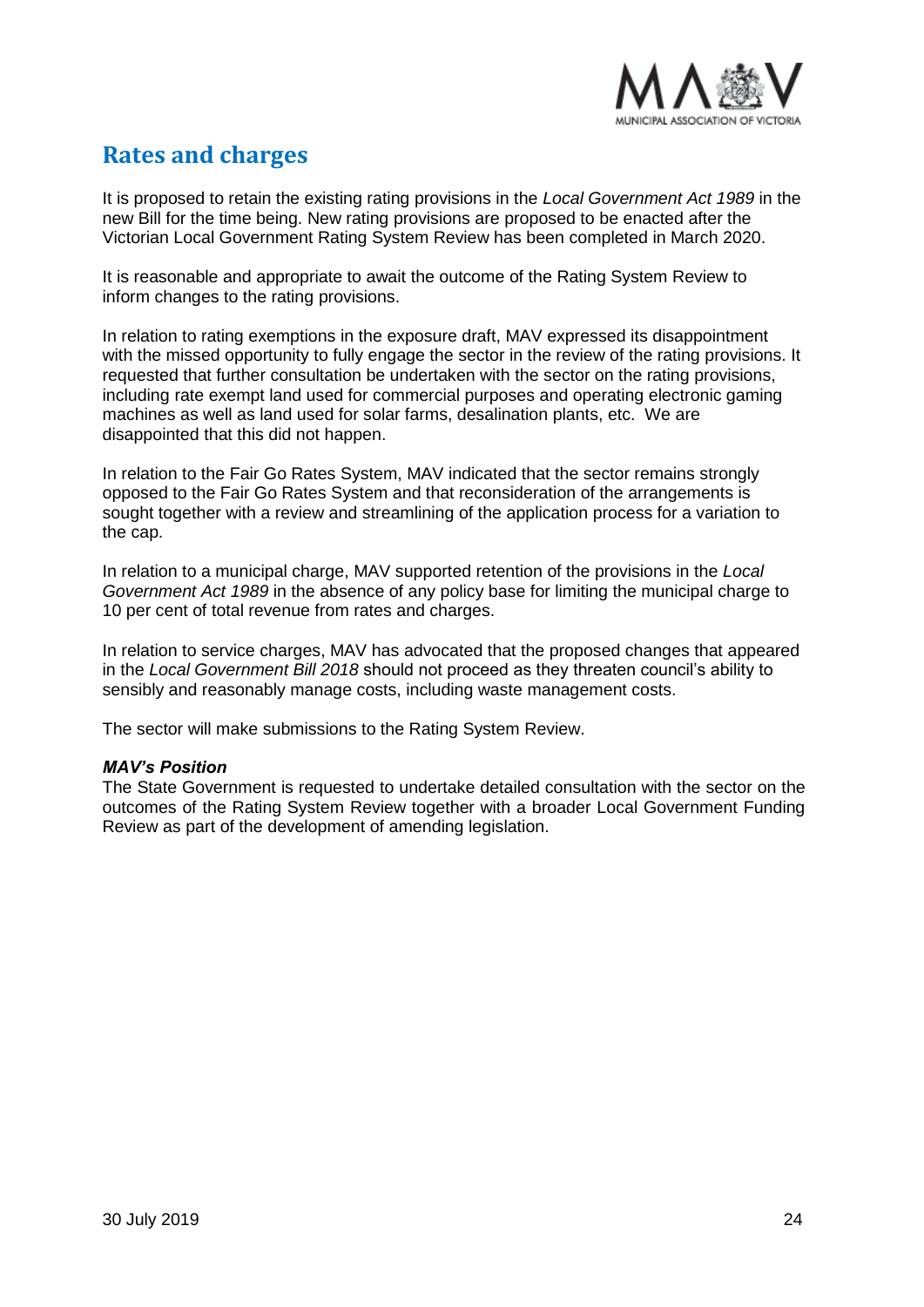## Rates and charges

It is proposed to retain the existing rating provisions in the *Local Government Act 1989* in the new Bill for the time being. New rating provisions are proposed to be enacted after the Victorian Local Government Rating System Review has been completed in March 2020.

It is reasonable and appropriate to await the outcome of the Rating System Review to inform changes to the rating provisions.

In relation to rating exemptions in the exposure draft, MAV expressed its disappointment with the missed opportunity to fully engage the sector in the review of the rating provisions. It requested that further consultation be undertaken with the sector on the rating provisions, including rate exempt land used for commercial purposes and operating electronic gaming machines as well as land used for solar farms, desalination plants, etc. We are disappointed that this did not happen.

In relation to the Fair Go Rates System, MAV indicated that the sector remains strongly opposed to the Fair Go Rates System and that reconsideration of the arrangements is sought together with a review and streamlining of the application process for a variation to the cap.

In relation to a municipal charge, MAV supported retention of the provisions in the *Local Government Act 1989* in the absence of any policy base for limiting the municipal charge to 10 per cent of total revenue from rates and charges.

In relation to service charges, MAV has advocated that the proposed changes that appeared in the *Local Government Bill 2018* should not proceed as they threaten council's ability to sensibly and reasonably manage costs, including waste management costs.

The sector will make submissions to the Rating System Review.

***MAV's Position***

The State Government is requested to undertake detailed consultation with the sector on the outcomes of the Rating System Review together with a broader Local Government Funding Review as part of the development of amending legislation.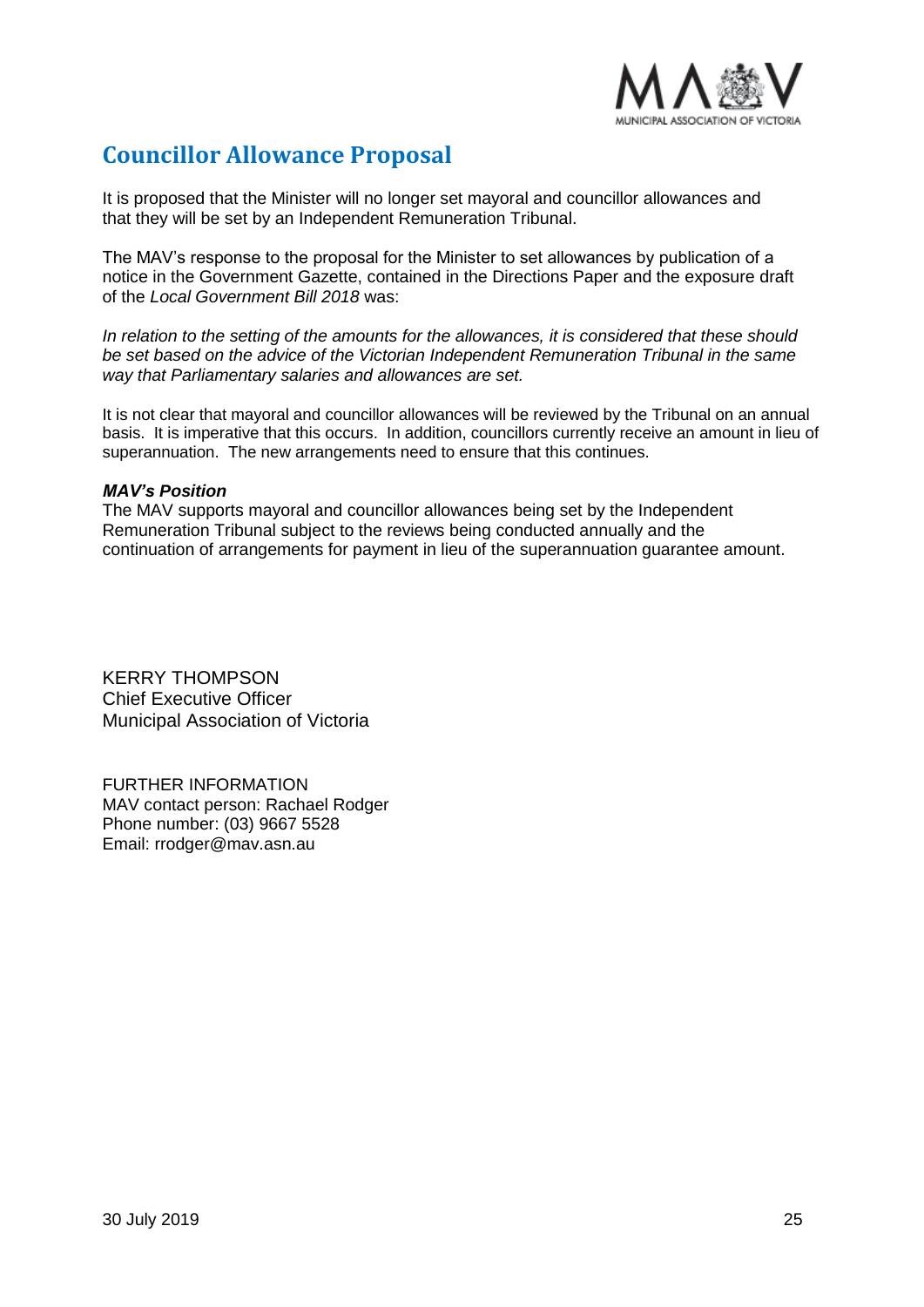## Councillor Allowance Proposal

It is proposed that the Minister will no longer set mayoral and councillor allowances and that they will be set by an Independent Remuneration Tribunal.

The MAV's response to the proposal for the Minister to set allowances by publication of a notice in the Government Gazette, contained in the Directions Paper and the exposure draft of the *Local Government Bill 2018* was:

*In relation to the setting of the amounts for the allowances, it is considered that these should be set based on the advice of the Victorian Independent Remuneration Tribunal in the same way that Parliamentary salaries and allowances are set.*

It is not clear that mayoral and councillor allowances will be reviewed by the Tribunal on an annual basis. It is imperative that this occurs. In addition, councillors currently receive an amount in lieu of superannuation. The new arrangements need to ensure that this continues.

***MAV's Position***

The MAV supports mayoral and councillor allowances being set by the Independent Remuneration Tribunal subject to the reviews being conducted annually and the continuation of arrangements for payment in lieu of the superannuation guarantee amount.

KERRY THOMPSON
Chief Executive Officer
Municipal Association of Victoria

FURTHER INFORMATION
MAV contact person: Rachael Rodger
Phone number: (03) 9667 5528
Email: rrodger@mav.asn.au

30 July 2019